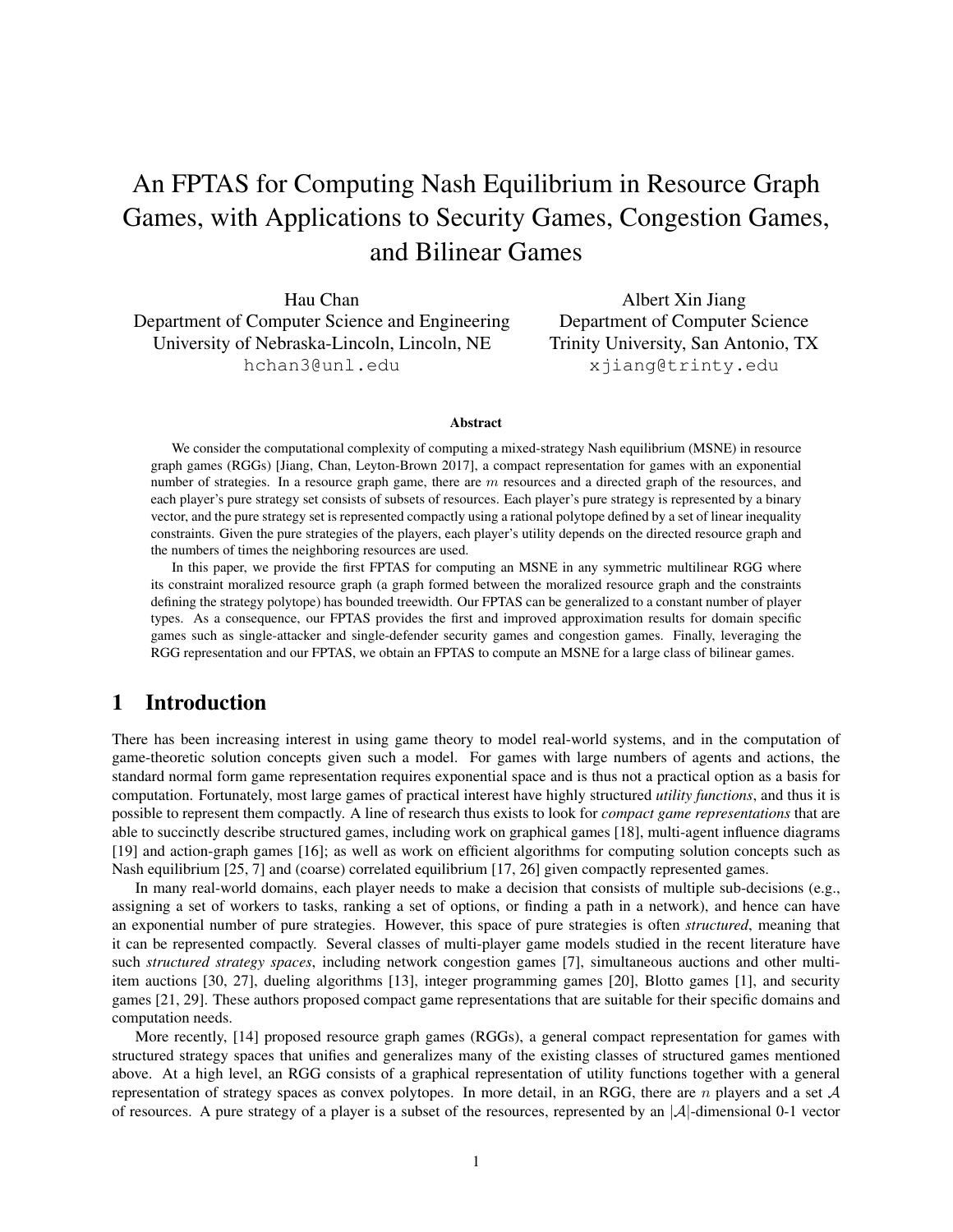# An FPTAS for Computing Nash Equilibrium in Resource Graph Games, with Applications to Security Games, Congestion Games, and Bilinear Games

Hau Chan
Department of Computer Science and Engineering
University of Nebraska-Lincoln, Lincoln, NE
hchan3@unl.edu

Albert Xin Jiang
Department of Computer Science
Trinity University, San Antonio, TX
xjiang@trinty.edu

### Abstract

We consider the computational complexity of computing a mixed-strategy Nash equilibrium (MSNE) in resource graph games (RGGs) [Jiang, Chan, Leyton-Brown 2017], a compact representation for games with an exponential number of strategies. In a resource graph game, there are $m$ resources and a directed graph of the resources, and each player's pure strategy set consists of subsets of resources. Each player's pure strategy is represented by a binary vector, and the pure strategy set is represented compactly using a rational polytope defined by a set of linear inequality constraints. Given the pure strategies of the players, each player's utility depends on the directed resource graph and the numbers of times the neighboring resources are used.

In this paper, we provide the first FPTAS for computing an MSNE in any symmetric multilinear RGG where its constraint moralized resource graph (a graph formed between the moralized resource graph and the constraints defining the strategy polytope) has bounded treewidth. Our FPTAS can be generalized to a constant number of player types. As a consequence, our FPTAS provides the first and improved approximation results for domain specific games such as single-attacker and single-defender security games and congestion games. Finally, leveraging the RGG representation and our FPTAS, we obtain an FPTAS to compute an MSNE for a large class of bilinear games.

## 1 Introduction

There has been increasing interest in using game theory to model real-world systems, and in the computation of game-theoretic solution concepts given such a model. For games with large numbers of agents and actions, the standard normal form game representation requires exponential space and is thus not a practical option as a basis for computation. Fortunately, most large games of practical interest have highly structured *utility functions*, and thus it is possible to represent them compactly. A line of research thus exists to look for *compact game representations* that are able to succinctly describe structured games, including work on graphical games [18], multi-agent influence diagrams [19] and action-graph games [16]; as well as work on efficient algorithms for computing solution concepts such as Nash equilibrium [25, 7] and (coarse) correlated equilibrium [17, 26] given compactly represented games.

In many real-world domains, each player needs to make a decision that consists of multiple sub-decisions (e.g., assigning a set of workers to tasks, ranking a set of options, or finding a path in a network), and hence can have an exponential number of pure strategies. However, this space of pure strategies is often *structured*, meaning that it can be represented compactly. Several classes of multi-player game models studied in the recent literature have such *structured strategy spaces*, including network congestion games [7], simultaneous auctions and other multi-item auctions [30, 27], dueling algorithms [13], integer programming games [20], Blotto games [1], and security games [21, 29]. These authors proposed compact game representations that are suitable for their specific domains and computation needs.

More recently, [14] proposed resource graph games (RGGs), a general compact representation for games with structured strategy spaces that unifies and generalizes many of the existing classes of structured games mentioned above. At a high level, an RGG consists of a graphical representation of utility functions together with a general representation of strategy spaces as convex polytopes. In more detail, in an RGG, there are $n$ players and a set $\mathcal{A}$ of resources. A pure strategy of a player is a subset of the resources, represented by an $|\mathcal{A}|$-dimensional 0-1 vector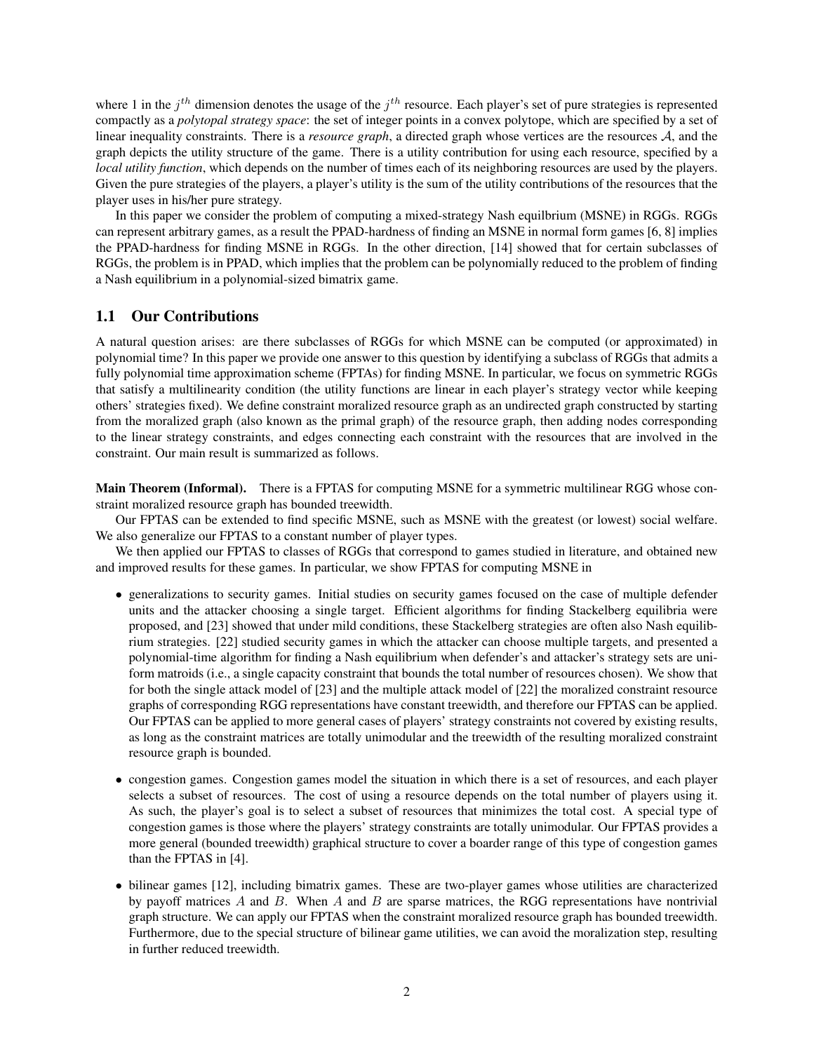where 1 in the $j^{th}$ dimension denotes the usage of the $j^{th}$ resource. Each player's set of pure strategies is represented compactly as a *polytopal strategy space*: the set of integer points in a convex polytope, which are specified by a set of linear inequality constraints. There is a *resource graph*, a directed graph whose vertices are the resources $\mathcal{A}$, and the graph depicts the utility structure of the game. There is a utility contribution for using each resource, specified by a *local utility function*, which depends on the number of times each of its neighboring resources are used by the players. Given the pure strategies of the players, a player's utility is the sum of the utility contributions of the resources that the player uses in his/her pure strategy.

In this paper we consider the problem of computing a mixed-strategy Nash equilbrium (MSNE) in RGGs. RGGs can represent arbitrary games, as a result the PPAD-hardness of finding an MSNE in normal form games [6, 8] implies the PPAD-hardness for finding MSNE in RGGs. In the other direction, [14] showed that for certain subclasses of RGGs, the problem is in PPAD, which implies that the problem can be polynomially reduced to the problem of finding a Nash equilibrium in a polynomial-sized bimatrix game.

## 1.1 Our Contributions

A natural question arises: are there subclasses of RGGs for which MSNE can be computed (or approximated) in polynomial time? In this paper we provide one answer to this question by identifying a subclass of RGGs that admits a fully polynomial time approximation scheme (FPTAs) for finding MSNE. In particular, we focus on symmetric RGGs that satisfy a multilinearity condition (the utility functions are linear in each player's strategy vector while keeping others' strategies fixed). We define constraint moralized resource graph as an undirected graph constructed by starting from the moralized graph (also known as the primal graph) of the resource graph, then adding nodes corresponding to the linear strategy constraints, and edges connecting each constraint with the resources that are involved in the constraint. Our main result is summarized as follows.

**Main Theorem (Informal).** There is a FPTAS for computing MSNE for a symmetric multilinear RGG whose constraint moralized resource graph has bounded treewidth.

Our FPTAS can be extended to find specific MSNE, such as MSNE with the greatest (or lowest) social welfare. We also generalize our FPTAS to a constant number of player types.

We then applied our FPTAS to classes of RGGs that correspond to games studied in literature, and obtained new and improved results for these games. In particular, we show FPTAS for computing MSNE in

- generalizations to security games. Initial studies on security games focused on the case of multiple defender units and the attacker choosing a single target. Efficient algorithms for finding Stackelberg equilibria were proposed, and [23] showed that under mild conditions, these Stackelberg strategies are often also Nash equilibrium strategies. [22] studied security games in which the attacker can choose multiple targets, and presented a polynomial-time algorithm for finding a Nash equilibrium when defender's and attacker's strategy sets are uniform matroids (i.e., a single capacity constraint that bounds the total number of resources chosen). We show that for both the single attack model of [23] and the multiple attack model of [22] the moralized constraint resource graphs of corresponding RGG representations have constant treewidth, and therefore our FPTAS can be applied. Our FPTAS can be applied to more general cases of players' strategy constraints not covered by existing results, as long as the constraint matrices are totally unimodular and the treewidth of the resulting moralized constraint resource graph is bounded.
- congestion games. Congestion games model the situation in which there is a set of resources, and each player selects a subset of resources. The cost of using a resource depends on the total number of players using it. As such, the player's goal is to select a subset of resources that minimizes the total cost. A special type of congestion games is those where the players' strategy constraints are totally unimodular. Our FPTAS provides a more general (bounded treewidth) graphical structure to cover a boarder range of this type of congestion games than the FPTAS in [4].
- bilinear games [12], including bimatrix games. These are two-player games whose utilities are characterized by payoff matrices $A$ and $B$. When $A$ and $B$ are sparse matrices, the RGG representations have nontrivial graph structure. We can apply our FPTAS when the constraint moralized resource graph has bounded treewidth. Furthermore, due to the special structure of bilinear game utilities, we can avoid the moralization step, resulting in further reduced treewidth.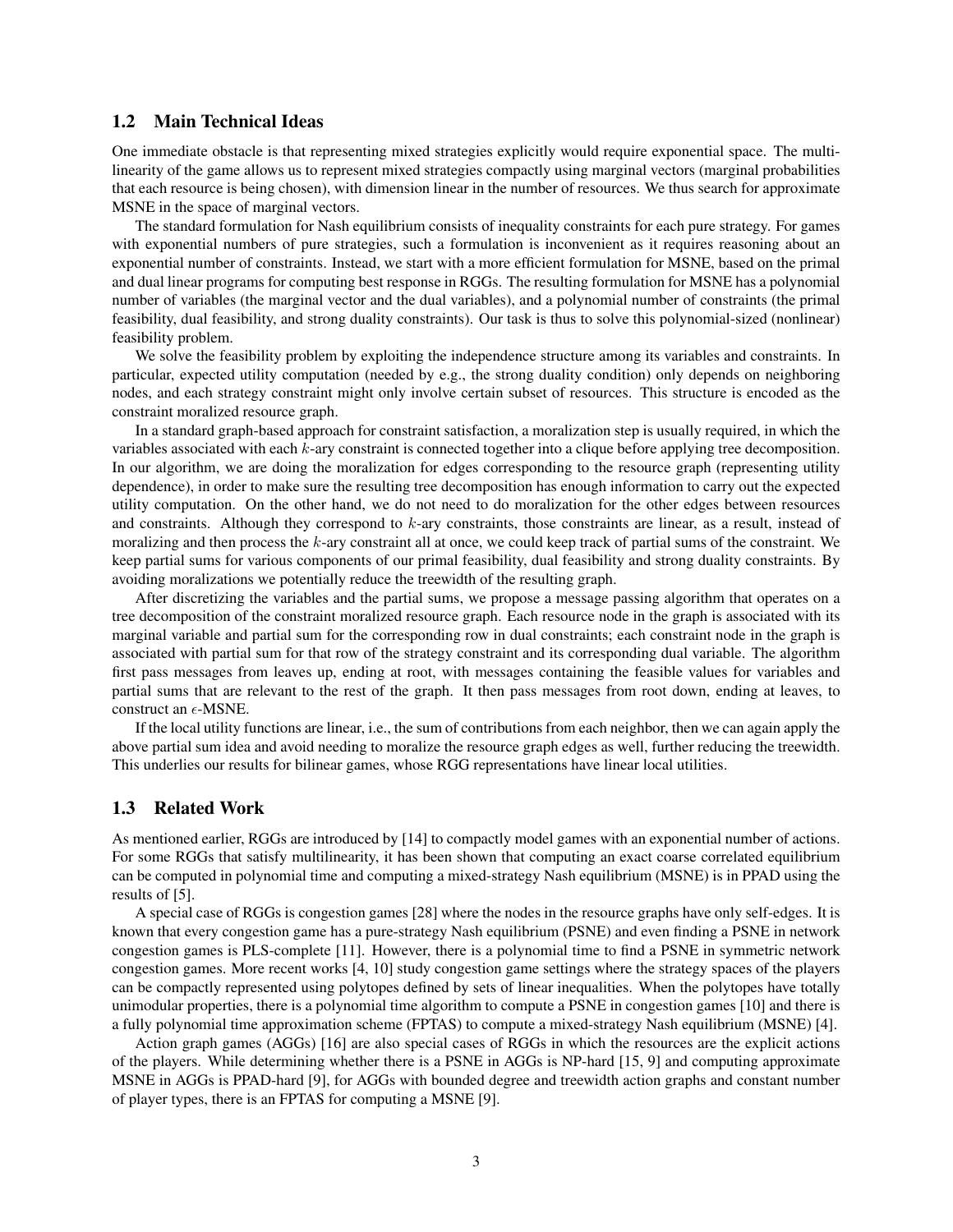## 1.2 Main Technical Ideas

One immediate obstacle is that representing mixed strategies explicitly would require exponential space. The multi-linearity of the game allows us to represent mixed strategies compactly using marginal vectors (marginal probabilities that each resource is being chosen), with dimension linear in the number of resources. We thus search for approximate MSNE in the space of marginal vectors.

The standard formulation for Nash equilibrium consists of inequality constraints for each pure strategy. For games with exponential numbers of pure strategies, such a formulation is inconvenient as it requires reasoning about an exponential number of constraints. Instead, we start with a more efficient formulation for MSNE, based on the primal and dual linear programs for computing best response in RGGs. The resulting formulation for MSNE has a polynomial number of variables (the marginal vector and the dual variables), and a polynomial number of constraints (the primal feasibility, dual feasibility, and strong duality constraints). Our task is thus to solve this polynomial-sized (nonlinear) feasibility problem.

We solve the feasibility problem by exploiting the independence structure among its variables and constraints. In particular, expected utility computation (needed by e.g., the strong duality condition) only depends on neighboring nodes, and each strategy constraint might only involve certain subset of resources. This structure is encoded as the constraint moralized resource graph.

In a standard graph-based approach for constraint satisfaction, a moralization step is usually required, in which the variables associated with each $k$-ary constraint is connected together into a clique before applying tree decomposition. In our algorithm, we are doing the moralization for edges corresponding to the resource graph (representing utility dependence), in order to make sure the resulting tree decomposition has enough information to carry out the expected utility computation. On the other hand, we do not need to do moralization for the other edges between resources and constraints. Although they correspond to $k$-ary constraints, those constraints are linear, as a result, instead of moralizing and then process the $k$-ary constraint all at once, we could keep track of partial sums of the constraint. We keep partial sums for various components of our primal feasibility, dual feasibility and strong duality constraints. By avoiding moralizations we potentially reduce the treewidth of the resulting graph.

After discretizing the variables and the partial sums, we propose a message passing algorithm that operates on a tree decomposition of the constraint moralized resource graph. Each resource node in the graph is associated with its marginal variable and partial sum for the corresponding row in dual constraints; each constraint node in the graph is associated with partial sum for that row of the strategy constraint and its corresponding dual variable. The algorithm first pass messages from leaves up, ending at root, with messages containing the feasible values for variables and partial sums that are relevant to the rest of the graph. It then pass messages from root down, ending at leaves, to construct an $\epsilon$-MSNE.

If the local utility functions are linear, i.e., the sum of contributions from each neighbor, then we can again apply the above partial sum idea and avoid needing to moralize the resource graph edges as well, further reducing the treewidth. This underlies our results for bilinear games, whose RGG representations have linear local utilities.

## 1.3 Related Work

As mentioned earlier, RGGs are introduced by [14] to compactly model games with an exponential number of actions. For some RGGs that satisfy multilinearity, it has been shown that computing an exact coarse correlated equilibrium can be computed in polynomial time and computing a mixed-strategy Nash equilibrium (MSNE) is in PPAD using the results of [5].

A special case of RGGs is congestion games [28] where the nodes in the resource graphs have only self-edges. It is known that every congestion game has a pure-strategy Nash equilibrium (PSNE) and even finding a PSNE in network congestion games is PLS-complete [11]. However, there is a polynomial time to find a PSNE in symmetric network congestion games. More recent works [4, 10] study congestion game settings where the strategy spaces of the players can be compactly represented using polytopes defined by sets of linear inequalities. When the polytopes have totally unimodular properties, there is a polynomial time algorithm to compute a PSNE in congestion games [10] and there is a fully polynomial time approximation scheme (FPTAS) to compute a mixed-strategy Nash equilibrium (MSNE) [4].

Action graph games (AGGs) [16] are also special cases of RGGs in which the resources are the explicit actions of the players. While determining whether there is a PSNE in AGGs is NP-hard [15, 9] and computing approximate MSNE in AGGs is PPAD-hard [9], for AGGs with bounded degree and treewidth action graphs and constant number of player types, there is an FPTAS for computing a MSNE [9].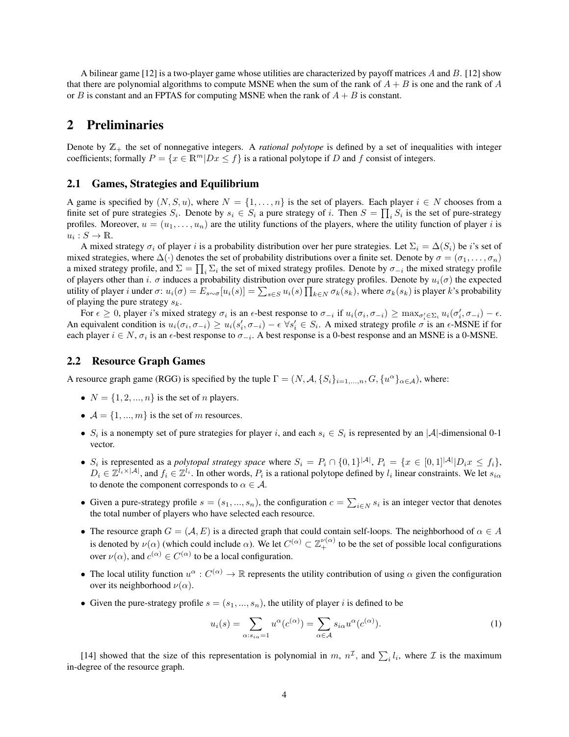A bilinear game [12] is a two-player game whose utilities are characterized by payoff matrices $A$ and $B$. [12] show that there are polynomial algorithms to compute MSNE when the sum of the rank of $A+B$ is one and the rank of $A$ or $B$ is constant and an FPTAS for computing MSNE when the rank of $A+B$ is constant.

## 2 Preliminaries

Denote by $\mathbb{Z}_+$ the set of nonnegative integers. A *rational polytope* is defined by a set of inequalities with integer coefficients; formally $P = \{x \in \mathbb{R}^m | Dx \leq f\}$ is a rational polytope if $D$ and $f$ consist of integers.

### 2.1 Games, Strategies and Equilibrium

A game is specified by $(N, S, u)$, where $N = \{1, \ldots, n\}$ is the set of players. Each player $i \in N$ chooses from a finite set of pure strategies $S_i$. Denote by $s_i \in S_i$ a pure strategy of $i$. Then $S = \prod_i S_i$ is the set of pure-strategy profiles. Moreover, $u = (u_1, \ldots, u_n)$ are the utility functions of the players, where the utility function of player $i$ is $u_i : S \to \mathbb{R}$.

A mixed strategy $\sigma_i$ of player $i$ is a probability distribution over her pure strategies. Let $\Sigma_i = \Delta(S_i)$ be $i$'s set of mixed strategies, where $\Delta(\cdot)$ denotes the set of probability distributions over a finite set. Denote by $\sigma = (\sigma_1, \ldots, \sigma_n)$ a mixed strategy profile, and $\Sigma = \prod_i \Sigma_i$ the set of mixed strategy profiles. Denote by $\sigma_{-i}$ the mixed strategy profile of players other than $i$. $\sigma$ induces a probability distribution over pure strategy profiles. Denote by $u_i(\sigma)$ the expected utility of player $i$ under $\sigma$: $u_i(\sigma) = E_{s \sim \sigma}[u_i(s)] = \sum_{s \in S} u_i(s) \prod_{k \in N} \sigma_k(s_k)$, where $\sigma_k(s_k)$ is player $k$'s probability of playing the pure strategy $s_k$.

For $\epsilon \geq 0$, player $i$'s mixed strategy $\sigma_i$ is an $\epsilon$-best response to $\sigma_{-i}$ if $u_i(\sigma_i, \sigma_{-i}) \geq \max_{\sigma'_i \in \Sigma_i} u_i(\sigma'_i, \sigma_{-i}) - \epsilon$. An equivalent condition is $u_i(\sigma_i, \sigma_{-i}) \geq u_i(s'_i, \sigma_{-i}) - \epsilon \; \forall s'_i \in S_i$. A mixed strategy profile $\sigma$ is an $\epsilon$-MSNE if for each player $i \in N$, $\sigma_i$ is an $\epsilon$-best response to $\sigma_{-i}$. A best response is a 0-best response and an MSNE is a 0-MSNE.

### 2.2 Resource Graph Games

A resource graph game (RGG) is specified by the tuple $\Gamma = (N, \mathcal{A}, \{S_i\}_{i=1,\ldots,n}, G, \{u^\alpha\}_{\alpha \in \mathcal{A}})$, where:

- $N = \{1, 2, ..., n\}$ is the set of $n$ players.
- $\mathcal{A} = \{1, ..., m\}$ is the set of $m$ resources.
- $S_i$ is a nonempty set of pure strategies for player $i$, and each $s_i \in S_i$ is represented by an $|\mathcal{A}|$-dimensional 0-1 vector.
- $S_i$ is represented as a *polytopal strategy space* where $S_i = P_i \cap \{0,1\}^{|\mathcal{A}|}$, $P_i = \{x \in [0,1]^{|\mathcal{A}|} | D_i x \leq f_i\}$, $D_i \in \mathbb{Z}^{l_i \times |\mathcal{A}|}$, and $f_i \in \mathbb{Z}^{l_i}$. In other words, $P_i$ is a rational polytope defined by $l_i$ linear constraints. We let $s_{i\alpha}$ to denote the component corresponds to $\alpha \in \mathcal{A}$.
- Given a pure-strategy profile $s = (s_1, ..., s_n)$, the configuration $c = \sum_{i \in N} s_i$ is an integer vector that denotes the total number of players who have selected each resource.
- The resource graph $G = (\mathcal{A}, E)$ is a directed graph that could contain self-loops. The neighborhood of $\alpha \in A$ is denoted by $\nu(\alpha)$ (which could include $\alpha$). We let $C^{(\alpha)} \subset \mathbb{Z}_+^{\nu(\alpha)}$ to be the set of possible local configurations over $\nu(\alpha)$, and $c^{(\alpha)} \in C^{(\alpha)}$ to be a local configuration.
- The local utility function $u^\alpha : C^{(\alpha)} \to \mathbb{R}$ represents the utility contribution of using $\alpha$ given the configuration over its neighborhood $\nu(\alpha)$.
- Given the pure-strategy profile $s = (s_1, ..., s_n)$, the utility of player $i$ is defined to be

$$u_i(s) = \sum_{\alpha : s_{i\alpha} = 1} u^\alpha(c^{(\alpha)}) = \sum_{\alpha \in \mathcal{A}} s_{i\alpha} u^\alpha(c^{(\alpha)}). \tag{1}$$

[14] showed that the size of this representation is polynomial in $m$, $n^{\mathcal{I}}$, and $\sum_i l_i$, where $\mathcal{I}$ is the maximum in-degree of the resource graph.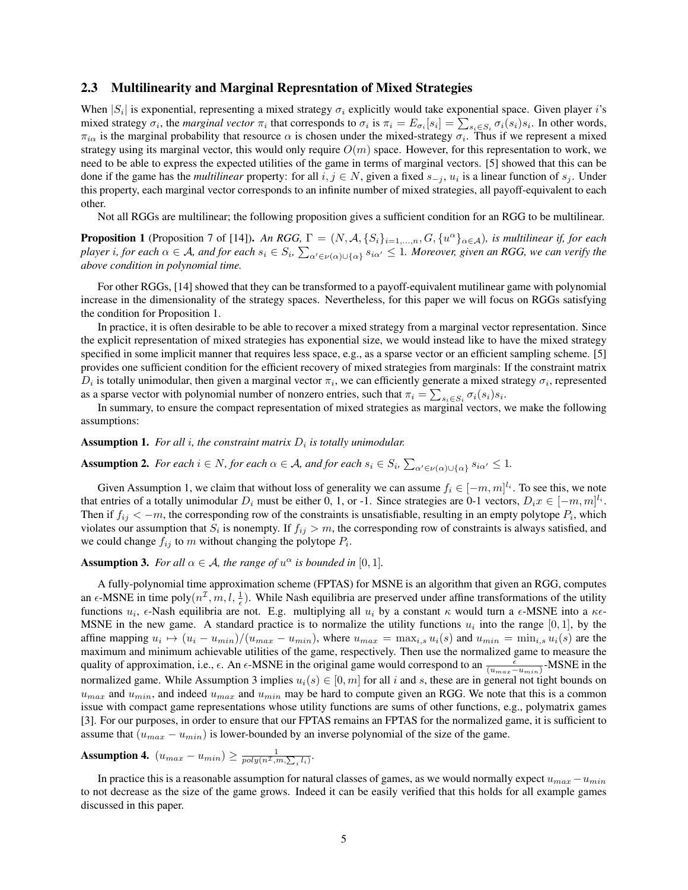### 2.3 Multilinearity and Marginal Represntation of Mixed Strategies

When $|S_i|$ is exponential, representing a mixed strategy $\sigma_i$ explicitly would take exponential space. Given player $i$'s mixed strategy $\sigma_i$, the *marginal vector* $\pi_i$ that corresponds to $\sigma_i$ is $\pi_i = E_{\sigma_i}[s_i] = \sum_{s_i \in S_i} \sigma_i(s_i)s_i$. In other words, $\pi_{i\alpha}$ is the marginal probability that resource $\alpha$ is chosen under the mixed-strategy $\sigma_i$. Thus if we represent a mixed strategy using its marginal vector, this would only require $O(m)$ space. However, for this representation to work, we need to be able to express the expected utilities of the game in terms of marginal vectors. [5] showed that this can be done if the game has the *multilinear* property: for all $i, j \in N$, given a fixed $s_{-j}$, $u_i$ is a linear function of $s_j$. Under this property, each marginal vector corresponds to an infinite number of mixed strategies, all payoff-equivalent to each other.

Not all RGGs are multilinear; the following proposition gives a sufficient condition for an RGG to be multilinear.

**Proposition 1** (Proposition 7 of [14])**.** *An RGG, $\Gamma = (N, \mathcal{A}, \{S_i\}_{i=1,\dots,n}, G, \{u^\alpha\}_{\alpha \in \mathcal{A}})$, is multilinear if, for each player i, for each $\alpha \in \mathcal{A}$, and for each $s_i \in S_i$, $\sum_{\alpha' \in \nu(\alpha)\cup\{\alpha\}} s_{i\alpha'} \leq 1$. Moreover, given an RGG, we can verify the above condition in polynomial time.*

For other RGGs, [14] showed that they can be transformed to a payoff-equivalent mutilinear game with polynomial increase in the dimensionality of the strategy spaces. Nevertheless, for this paper we will focus on RGGs satisfying the condition for Proposition 1.

In practice, it is often desirable to be able to recover a mixed strategy from a marginal vector representation. Since the explicit representation of mixed strategies has exponential size, we would instead like to have the mixed strategy specified in some implicit manner that requires less space, e.g., as a sparse vector or an efficient sampling scheme. [5] provides one sufficient condition for the efficient recovery of mixed strategies from marginals: If the constraint matrix $D_i$ is totally unimodular, then given a marginal vector $\pi_i$, we can efficiently generate a mixed strategy $\sigma_i$, represented as a sparse vector with polynomial number of nonzero entries, such that $\pi_i = \sum_{s_i \in S_i} \sigma_i(s_i)s_i$.

In summary, to ensure the compact representation of mixed strategies as marginal vectors, we make the following assumptions:

**Assumption 1.** *For all i, the constraint matrix $D_i$ is totally unimodular.*

**Assumption 2.** *For each $i \in N$, for each $\alpha \in \mathcal{A}$, and for each $s_i \in S_i$, $\sum_{\alpha' \in \nu(\alpha)\cup\{\alpha\}} s_{i\alpha'} \leq 1$.*

Given Assumption 1, we claim that without loss of generality we can assume $f_i \in [-m, m]^{l_i}$. To see this, we note that entries of a totally unimodular $D_i$ must be either 0, 1, or -1. Since strategies are 0-1 vectors, $D_i x \in [-m, m]^{l_i}$. Then if $f_{ij} < -m$, the corresponding row of the constraints is unsatisfiable, resulting in an empty polytope $P_i$, which violates our assumption that $S_i$ is nonempty. If $f_{ij} > m$, the corresponding row of constraints is always satisfied, and we could change $f_{ij}$ to $m$ without changing the polytope $P_i$.

**Assumption 3.** *For all $\alpha \in \mathcal{A}$, the range of $u^\alpha$ is bounded in $[0, 1]$.*

A fully-polynomial time approximation scheme (FPTAS) for MSNE is an algorithm that given an RGG, computes an $\epsilon$-MSNE in time poly$(n^{\mathcal{I}}, m, l, \frac{1}{\epsilon})$. While Nash equilibria are preserved under affine transformations of the utility functions $u_i$, $\epsilon$-Nash equilibria are not. E.g. multiplying all $u_i$ by a constant $\kappa$ would turn a $\epsilon$-MSNE into a $\kappa\epsilon$-MSNE in the new game. A standard practice is to normalize the utility functions $u_i$ into the range $[0, 1]$, by the affine mapping $u_i \mapsto (u_i - u_{min})/(u_{max} - u_{min})$, where $u_{max} = \max_{i,s} u_i(s)$ and $u_{min} = \min_{i,s} u_i(s)$ are the maximum and minimum achievable utilities of the game, respectively. Then use the normalized game to measure the quality of approximation, i.e., $\epsilon$. An $\epsilon$-MSNE in the original game would correspond to an $\frac{\epsilon}{(u_{max} - u_{min})}$-MSNE in the normalized game. While Assumption 3 implies $u_i(s) \in [0, m]$ for all $i$ and $s$, these are in general not tight bounds on $u_{max}$ and $u_{min}$, and indeed $u_{max}$ and $u_{min}$ may be hard to compute given an RGG. We note that this is a common issue with compact game representations whose utility functions are sums of other functions, e.g., polymatrix games [3]. For our purposes, in order to ensure that our FPTAS remains an FPTAS for the normalized game, it is sufficient to assume that $(u_{max} - u_{min})$ is lower-bounded by an inverse polynomial of the size of the game.

**Assumption 4.** $(u_{max} - u_{min}) \geq \frac{1}{poly(n^{\mathcal{I}}, m, \sum_i l_i)}$.

In practice this is a reasonable assumption for natural classes of games, as we would normally expect $u_{max} - u_{min}$ to not decrease as the size of the game grows. Indeed it can be easily verified that this holds for all example games discussed in this paper.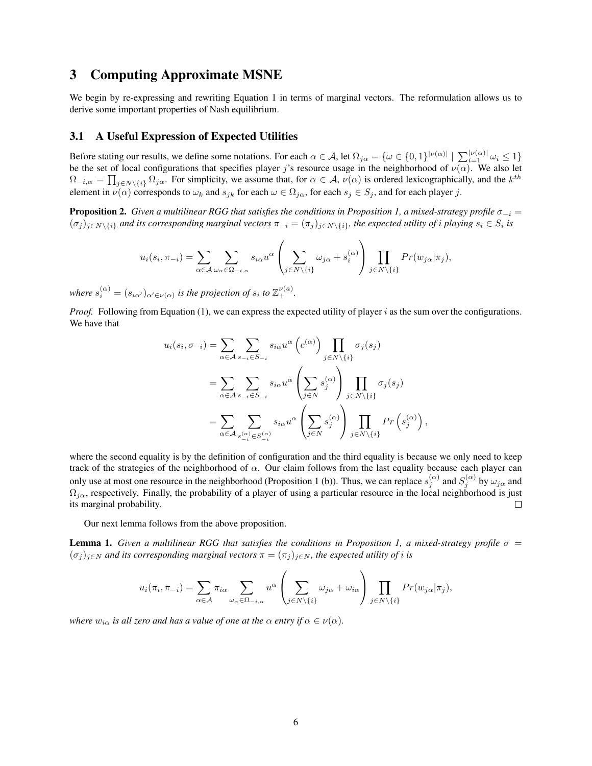# 3 Computing Approximate MSNE

We begin by re-expressing and rewriting Equation 1 in terms of marginal vectors. The reformulation allows us to derive some important properties of Nash equilibrium.

## 3.1 A Useful Expression of Expected Utilities

Before stating our results, we define some notations. For each $\alpha \in \mathcal{A}$, let $\Omega_{j\alpha} = \{\omega \in \{0,1\}^{|\nu(\alpha)|} \mid \sum_{i=1}^{|\nu(\alpha)|} \omega_i \leq 1\}$ be the set of local configurations that specifies player $j$'s resource usage in the neighborhood of $\nu(\alpha)$. We also let $\Omega_{-i,\alpha} = \prod_{j \in N \setminus \{i\}} \Omega_{j\alpha}$. For simplicity, we assume that, for $\alpha \in \mathcal{A}$, $\nu(\alpha)$ is ordered lexicographically, and the $k^{th}$ element in $\nu(\alpha)$ corresponds to $\omega_k$ and $s_{jk}$ for each $\omega \in \Omega_{j\alpha}$, for each $s_j \in S_j$, and for each player $j$.

**Proposition 2.** *Given a multilinear RGG that satisfies the conditions in Proposition 1, a mixed-strategy profile $\sigma_{-i} = (\sigma_j)_{j \in N \setminus \{i\}}$ and its corresponding marginal vectors $\pi_{-i} = (\pi_j)_{j \in N \setminus \{i\}}$, the expected utility of $i$ playing $s_i \in S_i$ is*

$$u_i(s_i, \pi_{-i}) = \sum_{\alpha \in \mathcal{A}} \sum_{\omega_\alpha \in \Omega_{-i,\alpha}} s_{i\alpha} u^\alpha \left( \sum_{j \in N \setminus \{i\}} \omega_{j\alpha} + s_i^{(\alpha)} \right) \prod_{j \in N \setminus \{i\}} Pr(w_{j\alpha} | \pi_j),$$

*where $s_i^{(\alpha)} = (s_{i\alpha'})_{\alpha' \in \nu(\alpha)}$ is the projection of $s_i$ to $\mathbb{Z}_+^{\nu(a)}$.*

*Proof.* Following from Equation (1), we can express the expected utility of player $i$ as the sum over the configurations. We have that

$$\begin{aligned}
u_i(s_i, \sigma_{-i}) &= \sum_{\alpha \in \mathcal{A}} \sum_{s_{-i} \in S_{-i}} s_{i\alpha} u^\alpha \left( c^{(\alpha)} \right) \prod_{j \in N \setminus \{i\}} \sigma_j(s_j) \\
&= \sum_{\alpha \in \mathcal{A}} \sum_{s_{-i} \in S_{-i}} s_{i\alpha} u^\alpha \left( \sum_{j \in N} s_j^{(\alpha)} \right) \prod_{j \in N \setminus \{i\}} \sigma_j(s_j) \\
&= \sum_{\alpha \in \mathcal{A}} \sum_{s_{-i}^{(\alpha)} \in S_{-i}^{(\alpha)}} s_{i\alpha} u^\alpha \left( \sum_{j \in N} s_j^{(\alpha)} \right) \prod_{j \in N \setminus \{i\}} Pr\left( s_j^{(\alpha)} \right),
\end{aligned}$$

where the second equality is by the definition of configuration and the third equality is because we only need to keep track of the strategies of the neighborhood of $\alpha$. Our claim follows from the last equality because each player can only use at most one resource in the neighborhood (Proposition 1 (b)). Thus, we can replace $s_j^{(\alpha)}$ and $S_j^{(\alpha)}$ by $\omega_{j\alpha}$ and $\Omega_{j\alpha}$, respectively. Finally, the probability of a player of using a particular resource in the local neighborhood is just its marginal probability. $\square$

Our next lemma follows from the above proposition.

**Lemma 1.** *Given a multilinear RGG that satisfies the conditions in Proposition 1, a mixed-strategy profile $\sigma = (\sigma_j)_{j \in N}$ and its corresponding marginal vectors $\pi = (\pi_j)_{j \in N}$, the expected utility of $i$ is*

$$u_i(\pi_i, \pi_{-i}) = \sum_{\alpha \in \mathcal{A}} \pi_{i\alpha} \sum_{\omega_\alpha \in \Omega_{-i,\alpha}} u^\alpha \left( \sum_{j \in N \setminus \{i\}} \omega_{j\alpha} + \omega_{i\alpha} \right) \prod_{j \in N \setminus \{i\}} Pr(w_{j\alpha} | \pi_j),$$

*where $w_{i\alpha}$ is all zero and has a value of one at the $\alpha$ entry if $\alpha \in \nu(\alpha)$.*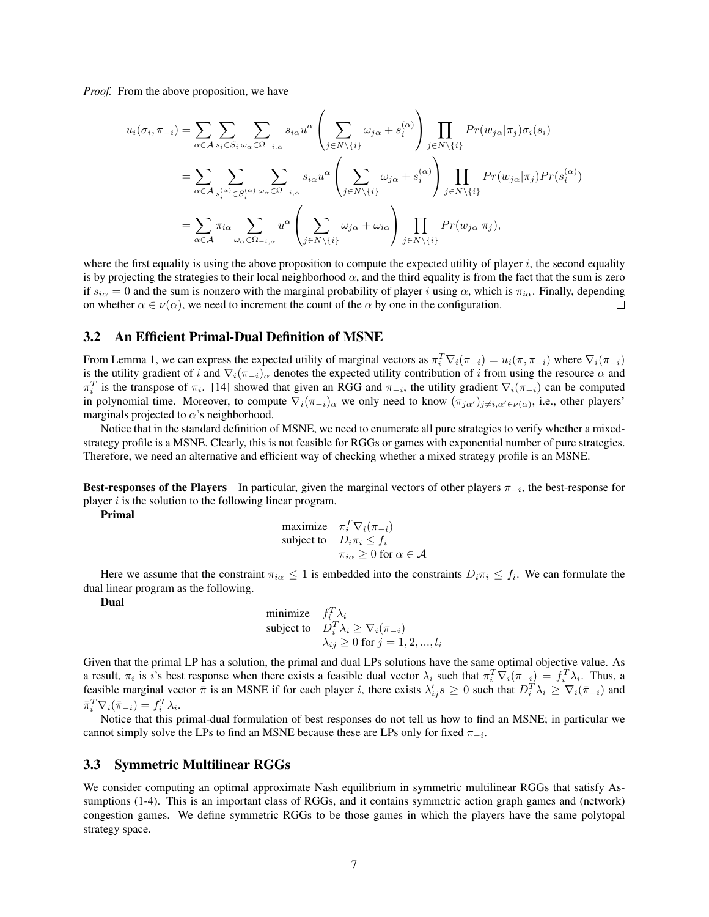*Proof.* From the above proposition, we have

$$
\begin{aligned}
u_i(\sigma_i, \pi_{-i}) &= \sum_{\alpha \in \mathcal{A}} \sum_{s_i \in S_i} \sum_{\omega_\alpha \in \Omega_{-i,\alpha}} s_{i\alpha} u^\alpha \left( \sum_{j \in N \setminus \{i\}} \omega_{j\alpha} + s_i^{(\alpha)} \right) \prod_{j \in N \setminus \{i\}} Pr(w_{j\alpha}|\pi_j) \sigma_i(s_i) \\
&= \sum_{\alpha \in \mathcal{A}} \sum_{s_i^{(\alpha)} \in S_i^{(\alpha)}} \sum_{\omega_\alpha \in \Omega_{-i,\alpha}} s_{i\alpha} u^\alpha \left( \sum_{j \in N \setminus \{i\}} \omega_{j\alpha} + s_i^{(\alpha)} \right) \prod_{j \in N \setminus \{i\}} Pr(w_{j\alpha}|\pi_j) Pr(s_i^{(\alpha)}) \\
&= \sum_{\alpha \in \mathcal{A}} \pi_{i\alpha} \sum_{\omega_\alpha \in \Omega_{-i,\alpha}} u^\alpha \left( \sum_{j \in N \setminus \{i\}} \omega_{j\alpha} + \omega_{i\alpha} \right) \prod_{j \in N \setminus \{i\}} Pr(w_{j\alpha}|\pi_j),
\end{aligned}
$$

where the first equality is using the above proposition to compute the expected utility of player $i$, the second equality is by projecting the strategies to their local neighborhood $\alpha$, and the third equality is from the fact that the sum is zero if $s_{i\alpha} = 0$ and the sum is nonzero with the marginal probability of player $i$ using $\alpha$, which is $\pi_{i\alpha}$. Finally, depending on whether $\alpha \in \nu(\alpha)$, we need to increment the count of the $\alpha$ by one in the configuration. $\square$

### 3.2 An Efficient Primal-Dual Definition of MSNE

From Lemma 1, we can express the expected utility of marginal vectors as $\pi_i^T \nabla_i(\pi_{-i}) = u_i(\pi, \pi_{-i})$ where $\nabla_i(\pi_{-i})$ is the utility gradient of $i$ and $\nabla_i(\pi_{-i})_\alpha$ denotes the expected utility contribution of $i$ from using the resource $\alpha$ and $\pi_i^T$ is the transpose of $\pi_i$. [14] showed that given an RGG and $\pi_{-i}$, the utility gradient $\nabla_i(\pi_{-i})$ can be computed in polynomial time. Moreover, to compute $\nabla_i(\pi_{-i})_\alpha$ we only need to know $(\pi_{j\alpha'})_{j \neq i, \alpha' \in \nu(\alpha)}$, i.e., other players' marginals projected to $\alpha$'s neighborhood.

Notice that in the standard definition of MSNE, we need to enumerate all pure strategies to verify whether a mixed-strategy profile is a MSNE. Clearly, this is not feasible for RGGs or games with exponential number of pure strategies. Therefore, we need an alternative and efficient way of checking whether a mixed strategy profile is an MSNE.

**Best-responses of the Players** In particular, given the marginal vectors of other players $\pi_{-i}$, the best-response for player $i$ is the solution to the following linear program.

**Primal**

$$
\begin{aligned}
\text{maximize} \quad & \pi_i^T \nabla_i(\pi_{-i}) \\
\text{subject to} \quad & D_i \pi_i \leq f_i \\
& \pi_{i\alpha} \geq 0 \text{ for } \alpha \in \mathcal{A}
\end{aligned}
$$

Here we assume that the constraint $\pi_{i\alpha} \leq 1$ is embedded into the constraints $D_i \pi_i \leq f_i$. We can formulate the dual linear program as the following.

**Dual**

$$
\begin{aligned}
\text{minimize} \quad & f_i^T \lambda_i \\
\text{subject to} \quad & D_i^T \lambda_i \geq \nabla_i(\pi_{-i}) \\
& \lambda_{ij} \geq 0 \text{ for } j = 1, 2, ..., l_i
\end{aligned}
$$

Given that the primal LP has a solution, the primal and dual LPs solutions have the same optimal objective value. As a result, $\pi_i$ is $i$'s best response when there exists a feasible dual vector $\lambda_i$ such that $\pi_i^T \nabla_i(\pi_{-i}) = f_i^T \lambda_i$. Thus, a feasible marginal vector $\bar{\pi}$ is an MSNE if for each player $i$, there exists $\lambda'_{ij}s \geq 0$ such that $D_i^T \lambda_i \geq \nabla_i(\bar{\pi}_{-i})$ and $\bar{\pi}_i^T \nabla_i(\bar{\pi}_{-i}) = f_i^T \lambda_i$.

Notice that this primal-dual formulation of best responses do not tell us how to find an MSNE; in particular we cannot simply solve the LPs to find an MSNE because these are LPs only for fixed $\pi_{-i}$.

### 3.3 Symmetric Multilinear RGGs

We consider computing an optimal approximate Nash equilibrium in symmetric multilinear RGGs that satisfy Assumptions (1-4). This is an important class of RGGs, and it contains symmetric action graph games and (network) congestion games. We define symmetric RGGs to be those games in which the players have the same polytopal strategy space.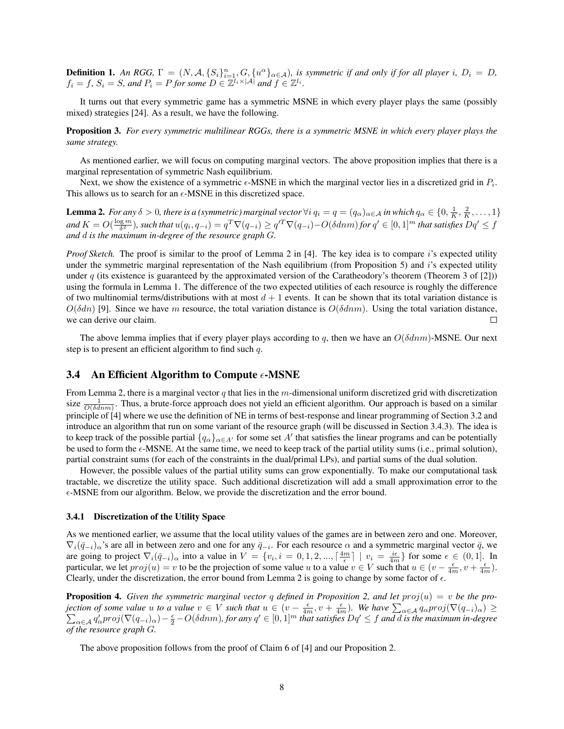**Definition 1.** *An RGG, $\Gamma = (N, \mathcal{A}, \{S_i\}_{i=1}^n, G, \{u^\alpha\}_{\alpha \in \mathcal{A}})$, is symmetric if and only if for all player $i$, $D_i = D$, $f_i = f$, $S_i = S$, and $P_i = P$ for some $D \in \mathbb{Z}^{l_i \times |\mathcal{A}|}$ and $f \in \mathbb{Z}^{l_i}$.*

It turns out that every symmetric game has a symmetric MSNE in which every player plays the same (possibly mixed) strategies [24]. As a result, we have the following.

**Proposition 3.** *For every symmetric multilinear RGGs, there is a symmetric MSNE in which every player plays the same strategy.*

As mentioned earlier, we will focus on computing marginal vectors. The above proposition implies that there is a marginal representation of symmetric Nash equilibrium.

Next, we show the existence of a symmetric $\epsilon$-MSNE in which the marginal vector lies in a discretized grid in $P_i$. This allows us to search for an $\epsilon$-MSNE in this discretized space.

**Lemma 2.** *For any $\delta > 0$, there is a (symmetric) marginal vector $\forall i\; q_i = q = (q_\alpha)_{\alpha \in \mathcal{A}}$ in which $q_\alpha \in \{0, \frac{1}{K}, \frac{2}{K}, \ldots, 1\}$ and $K = O(\frac{\log m}{\delta^2})$, such that $u(q_i, q_{-i}) = q^T \nabla(q_{-i}) \geq q'^T \nabla(q_{-i}) - O(\delta d n m)$ for $q' \in [0,1]^m$ that satisfies $Dq' \leq f$ and $d$ is the maximum in-degree of the resource graph $G$.*

*Proof Sketch.* The proof is similar to the proof of Lemma 2 in [4]. The key idea is to compare $i$'s expected utility under the symmetric marginal representation of the Nash equilibrium (from Proposition 5) and $i$'s expected utility under $q$ (its existence is guaranteed by the approximated version of the Caratheodory's theorem (Theorem 3 of [2])) using the formula in Lemma 1. The difference of the two expected utilities of each resource is roughly the difference of two multinomial terms/distributions with at most $d+1$ events. It can be shown that its total variation distance is $O(\delta d n)$ [9]. Since we have $m$ resource, the total variation distance is $O(\delta d n m)$. Using the total variation distance, we can derive our claim. □

The above lemma implies that if every player plays according to $q$, then we have an $O(\delta d n m)$-MSNE. Our next step is to present an efficient algorithm to find such $q$.

### 3.4 An Efficient Algorithm to Compute $\epsilon$-MSNE

From Lemma 2, there is a marginal vector $q$ that lies in the $m$-dimensional uniform discretized grid with discretization size $\frac{1}{O(\delta d n m)}$. Thus, a brute-force approach does not yield an efficient algorithm. Our approach is based on a similar principle of [4] where we use the definition of NE in terms of best-response and linear programming of Section 3.2 and introduce an algorithm that run on some variant of the resource graph (will be discussed in Section 3.4.3). The idea is to keep track of the possible partial $\{q_\alpha\}_{\alpha \in A'}$ for some set $A'$ that satisfies the linear programs and can be potentially be used to form the $\epsilon$-MSNE. At the same time, we need to keep track of the partial utility sums (i.e., primal solution), partial constraint sums (for each of the constraints in the dual/primal LPs), and partial sums of the dual solution.

However, the possible values of the partial utility sums can grow exponentially. To make our computational task tractable, we discretize the utility space. Such additional discretization will add a small approximation error to the $\epsilon$-MSNE from our algorithm. Below, we provide the discretization and the error bound.

#### 3.4.1 Discretization of the Utility Space

As we mentioned earlier, we assume that the local utility values of the games are in between zero and one. Moreover, $\nabla_i(\bar{q}_{-i})_\alpha$'s are all in between zero and one for any $\bar{q}_{-i}$. For each resource $\alpha$ and a symmetric marginal vector $\bar{q}$, we are going to project $\nabla_i(\bar{q}_{-i})_\alpha$ into a value in $V = \{v_i, i = 0, 1, 2, ..., \lceil \frac{4m}{\epsilon} \rceil \mid v_i = \frac{i\epsilon}{4m}\}$ for some $\epsilon \in (0, 1]$. In particular, we let $proj(u) = v$ to be the projection of some value $u$ to a value $v \in V$ such that $u \in (v - \frac{\epsilon}{4m}, v + \frac{\epsilon}{4m})$. Clearly, under the discretization, the error bound from Lemma 2 is going to change by some factor of $\epsilon$.

**Proposition 4.** *Given the symmetric marginal vector $q$ defined in Proposition 2, and let $proj(u) = v$ be the projection of some value $u$ to a value $v \in V$ such that $u \in (v - \frac{\epsilon}{4m}, v + \frac{\epsilon}{4m})$. We have $\sum_{\alpha \in \mathcal{A}} q_\alpha proj(\nabla(q_{-i})_\alpha) \geq \sum_{\alpha \in \mathcal{A}} q'_\alpha proj(\nabla(q_{-i})_\alpha) - \frac{\epsilon}{2} - O(\delta d n m)$, for any $q' \in [0,1]^m$ that satisfies $Dq' \leq f$ and $d$ is the maximum in-degree of the resource graph $G$.*

The above proposition follows from the proof of Claim 6 of [4] and our Proposition 2.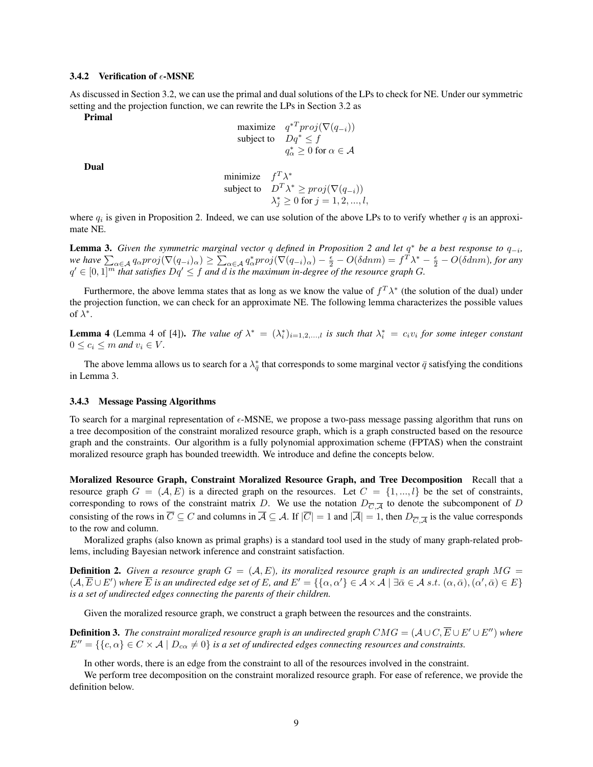#### 3.4.2 Verification of $\epsilon$-MSNE

As discussed in Section 3.2, we can use the primal and dual solutions of the LPs to check for NE. Under our symmetric setting and the projection function, we can rewrite the LPs in Section 3.2 as

**Primal**

$$
\begin{aligned}
\text{maximize} \quad & q^{*T} proj(\nabla(q_{-i})) \\
\text{subject to} \quad & Dq^* \leq f \\
& q^*_\alpha \geq 0 \text{ for } \alpha \in \mathcal{A}
\end{aligned}
$$

**Dual**

$$
\begin{aligned}
\text{minimize} \quad & f^T \lambda^* \\
\text{subject to} \quad & D^T \lambda^* \geq proj(\nabla(q_{-i})) \\
& \lambda^*_j \geq 0 \text{ for } j = 1, 2, ..., l,
\end{aligned}
$$

where $q_i$ is given in Proposition 2. Indeed, we can use solution of the above LPs to to verify whether $q$ is an approximate NE.

**Lemma 3.** *Given the symmetric marginal vector $q$ defined in Proposition 2 and let $q^*$ be a best response to $q_{-i}$, we have $\sum_{\alpha \in \mathcal{A}} q_\alpha proj(\nabla(q_{-i})_\alpha) \geq \sum_{\alpha \in \mathcal{A}} q^*_\alpha proj(\nabla(q_{-i})_\alpha) - \frac{\epsilon}{2} - O(\delta dnm) = f^T \lambda^* - \frac{\epsilon}{2} - O(\delta dnm)$, for any $q' \in [0, 1]^m$ that satisfies $Dq' \leq f$ and $d$ is the maximum in-degree of the resource graph $G$.*

Furthermore, the above lemma states that as long as we know the value of $f^T \lambda^*$ (the solution of the dual) under the projection function, we can check for an approximate NE. The following lemma characterizes the possible values of $\lambda^*$.

**Lemma 4** (Lemma 4 of [4])**.** *The value of $\lambda^* = (\lambda^*_i)_{i=1,2,...,l}$ is such that $\lambda^*_i = c_i v_i$ for some integer constant $0 \leq c_i \leq m$ and $v_i \in V$.*

The above lemma allows us to search for a $\lambda^*_{\bar{q}}$ that corresponds to some marginal vector $\bar{q}$ satisfying the conditions in Lemma 3.

#### 3.4.3 Message Passing Algorithms

To search for a marginal representation of $\epsilon$-MSNE, we propose a two-pass message passing algorithm that runs on a tree decomposition of the constraint moralized resource graph, which is a graph constructed based on the resource graph and the constraints. Our algorithm is a fully polynomial approximation scheme (FPTAS) when the constraint moralized resource graph has bounded treewidth. We introduce and define the concepts below.

**Moralized Resource Graph, Constraint Moralized Resource Graph, and Tree Decomposition** Recall that a resource graph $G = (\mathcal{A}, E)$ is a directed graph on the resources. Let $C = \{1, ..., l\}$ be the set of constraints, corresponding to rows of the constraint matrix $D$. We use the notation $D_{\overline{C}, \overline{\mathcal{A}}}$ to denote the subcomponent of $D$ consisting of the rows in $\overline{C} \subseteq C$ and columns in $\overline{\mathcal{A}} \subseteq \mathcal{A}$. If $|\overline{C}| = 1$ and $|\overline{\mathcal{A}}| = 1$, then $D_{\overline{C}, \overline{\mathcal{A}}}$ is the value corresponds to the row and column.

Moralized graphs (also known as primal graphs) is a standard tool used in the study of many graph-related problems, including Bayesian network inference and constraint satisfaction.

**Definition 2.** *Given a resource graph $G = (\mathcal{A}, E)$, its moralized resource graph is an undirected graph $MG = (\mathcal{A}, \overline{E} \cup E')$ where $\overline{E}$ is an undirected edge set of $E$, and $E' = \{\{\alpha, \alpha'\} \in \mathcal{A} \times \mathcal{A} \mid \exists \bar{\alpha} \in \mathcal{A} \; s.t. \; (\alpha, \bar{\alpha}), (\alpha', \bar{\alpha}) \in E\}$ is a set of undirected edges connecting the parents of their children.*

Given the moralized resource graph, we construct a graph between the resources and the constraints.

**Definition 3.** *The constraint moralized resource graph is an undirected graph $CMG = (\mathcal{A} \cup C, \overline{E} \cup E' \cup E'')$ where $E'' = \{\{c, \alpha\} \in C \times \mathcal{A} \mid D_{c\alpha} \neq 0\}$ is a set of undirected edges connecting resources and constraints.*

In other words, there is an edge from the constraint to all of the resources involved in the constraint.

We perform tree decomposition on the constraint moralized resource graph. For ease of reference, we provide the definition below.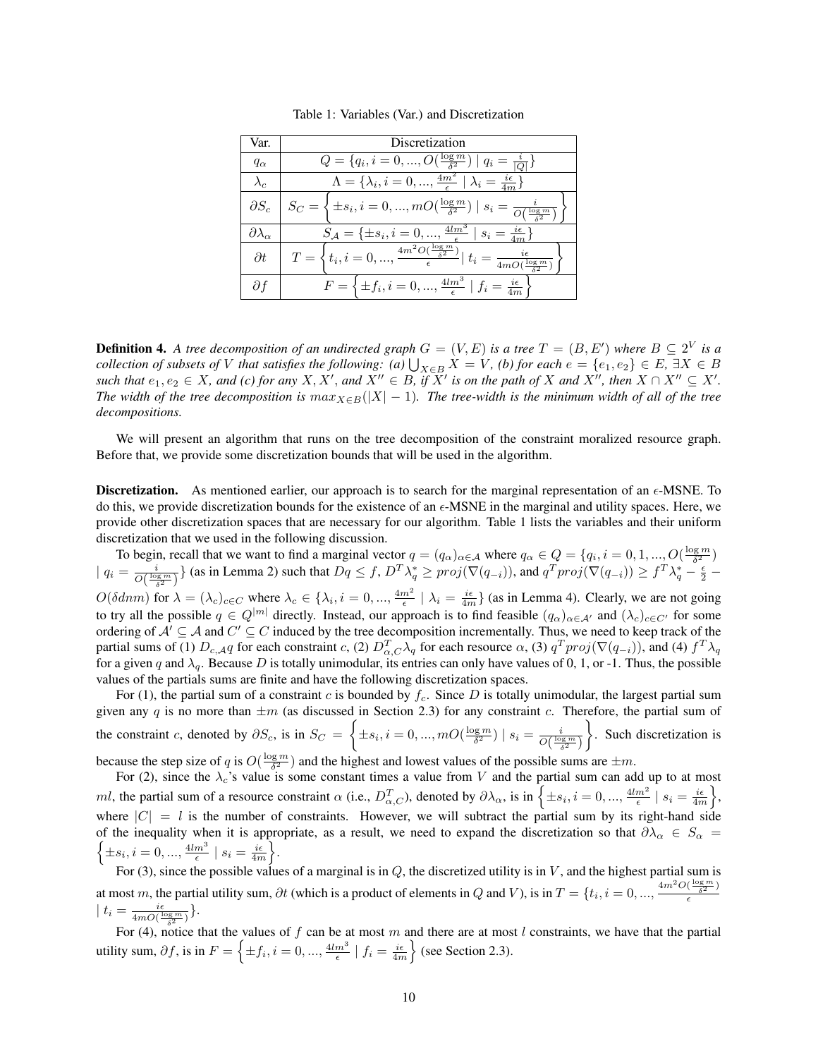Table 1: Variables (Var.) and Discretization

| Var. | Discretization |
|---|---|
| $q_\alpha$ | $Q = \{q_i, i = 0, ..., O(\frac{\log m}{\delta^2}) \mid q_i = \frac{i}{\lvert Q \rvert}\}$ |
| $\lambda_c$ | $\Lambda = \{\lambda_i, i = 0, ..., \frac{4m^2}{\epsilon} \mid \lambda_i = \frac{i\epsilon}{4m}\}$ |
| $\partial S_c$ | $S_C = \left\{\pm s_i, i = 0, ..., mO(\frac{\log m}{\delta^2}) \mid s_i = \frac{i}{O(\frac{\log m}{\delta^2})}\right\}$ |
| $\partial \lambda_\alpha$ | $S_{\mathcal{A}} = \{\pm s_i, i = 0, ..., \frac{4lm^3}{\epsilon} \mid s_i = \frac{i\epsilon}{4m}\}$ |
| $\partial t$ | $T = \left\{t_i, i = 0, ..., \frac{4m^2 O(\frac{\log m}{\delta^2})}{\epsilon} \mid t_i = \frac{i\epsilon}{4mO(\frac{\log m}{\delta^2})}\right\}$ |
| $\partial f$ | $F = \left\{\pm f_i, i = 0, ..., \frac{4lm^3}{\epsilon} \mid f_i = \frac{i\epsilon}{4m}\right\}$ |

**Definition 4.** *A tree decomposition of an undirected graph $G = (V, E)$ is a tree $T = (B, E')$ where $B \subseteq 2^V$ is a collection of subsets of $V$ that satisfies the following: (a) $\bigcup_{X \in B} X = V$, (b) for each $e = \{e_1, e_2\} \in E$, $\exists X \in B$ such that $e_1, e_2 \in X$, and (c) for any $X, X'$, and $X'' \in B$, if $X'$ is on the path of $X$ and $X''$, then $X \cap X'' \subseteq X'$. The width of the tree decomposition is $max_{X \in B}(|X| - 1)$. The tree-width is the minimum width of all of the tree decompositions.*

We will present an algorithm that runs on the tree decomposition of the constraint moralized resource graph. Before that, we provide some discretization bounds that will be used in the algorithm.

**Discretization.** As mentioned earlier, our approach is to search for the marginal representation of an $\epsilon$-MSNE. To do this, we provide discretization bounds for the existence of an $\epsilon$-MSNE in the marginal and utility spaces. Here, we provide other discretization spaces that are necessary for our algorithm. Table 1 lists the variables and their uniform discretization that we used in the following discussion.

To begin, recall that we want to find a marginal vector $q = (q_\alpha)_{\alpha \in \mathcal{A}}$ where $q_\alpha \in Q = \{q_i, i = 0, 1, ..., O(\frac{\log m}{\delta^2}) \mid q_i = \frac{i}{O(\frac{\log m}{\delta^2})}\}$ (as in Lemma 2) such that $Dq \leq f$, $D^T \lambda_q^* \geq proj(\nabla(q_{-i}))$, and $q^T proj(\nabla(q_{-i})) \geq f^T \lambda_q^* - \frac{\epsilon}{2} - O(\delta dnm)$ for $\lambda = (\lambda_c)_{c \in C}$ where $\lambda_c \in \{\lambda_i, i = 0, ..., \frac{4m^2}{\epsilon} \mid \lambda_i = \frac{i\epsilon}{4m}\}$ (as in Lemma 4). Clearly, we are not going to try all the possible $q \in Q^{|m|}$ directly. Instead, our approach is to find feasible $(q_\alpha)_{\alpha \in \mathcal{A}'}$ and $(\lambda_c)_{c \in C'}$ for some ordering of $\mathcal{A}' \subseteq \mathcal{A}$ and $C' \subseteq C$ induced by the tree decomposition incrementally. Thus, we need to keep track of the partial sums of (1) $D_{c,\mathcal{A}} q$ for each constraint $c$, (2) $D_{\alpha,C}^T \lambda_q$ for each resource $\alpha$, (3) $q^T proj(\nabla(q_{-i}))$, and (4) $f^T \lambda_q$ for a given $q$ and $\lambda_q$. Because $D$ is totally unimodular, its entries can only have values of 0, 1, or -1. Thus, the possible values of the partials sums are finite and have the following discretization spaces.

For (1), the partial sum of a constraint $c$ is bounded by $f_c$. Since $D$ is totally unimodular, the largest partial sum given any $q$ is no more than $\pm m$ (as discussed in Section 2.3) for any constraint $c$. Therefore, the partial sum of the constraint $c$, denoted by $\partial S_c$, is in $S_C = \left\{\pm s_i, i = 0, ..., mO(\frac{\log m}{\delta^2}) \mid s_i = \frac{i}{O(\frac{\log m}{\delta^2})}\right\}$. Such discretization is because the step size of $q$ is $O(\frac{\log m}{\delta^2})$ and the highest and lowest values of the possible sums are $\pm m$.

For (2), since the $\lambda_c$'s value is some constant times a value from $V$ and the partial sum can add up to at most $ml$, the partial sum of a resource constraint $\alpha$ (i.e., $D_{\alpha,C}^T$), denoted by $\partial \lambda_\alpha$, is in $\left\{\pm s_i, i = 0, ..., \frac{4lm^2}{\epsilon} \mid s_i = \frac{i\epsilon}{4m}\right\}$, where $|C| = l$ is the number of constraints. However, we will subtract the partial sum by its right-hand side of the inequality when it is appropriate, as a result, we need to expand the discretization so that $\partial \lambda_\alpha \in S_\alpha = \left\{\pm s_i, i = 0, ..., \frac{4lm^3}{\epsilon} \mid s_i = \frac{i\epsilon}{4m}\right\}$.

For (3), since the possible values of a marginal is in $Q$, the discretized utility is in $V$, and the highest partial sum is at most $m$, the partial utility sum, $\partial t$ (which is a product of elements in $Q$ and $V$), is in $T = \{t_i, i = 0, ..., \frac{4m^2 O(\frac{\log m}{\delta^2})}{\epsilon} \mid t_i = \frac{i\epsilon}{4mO(\frac{\log m}{\delta^2})}\}$.

For (4), notice that the values of $f$ can be at most $m$ and there are at most $l$ constraints, we have that the partial utility sum, $\partial f$, is in $F = \left\{\pm f_i, i = 0, ..., \frac{4lm^3}{\epsilon} \mid f_i = \frac{i\epsilon}{4m}\right\}$ (see Section 2.3).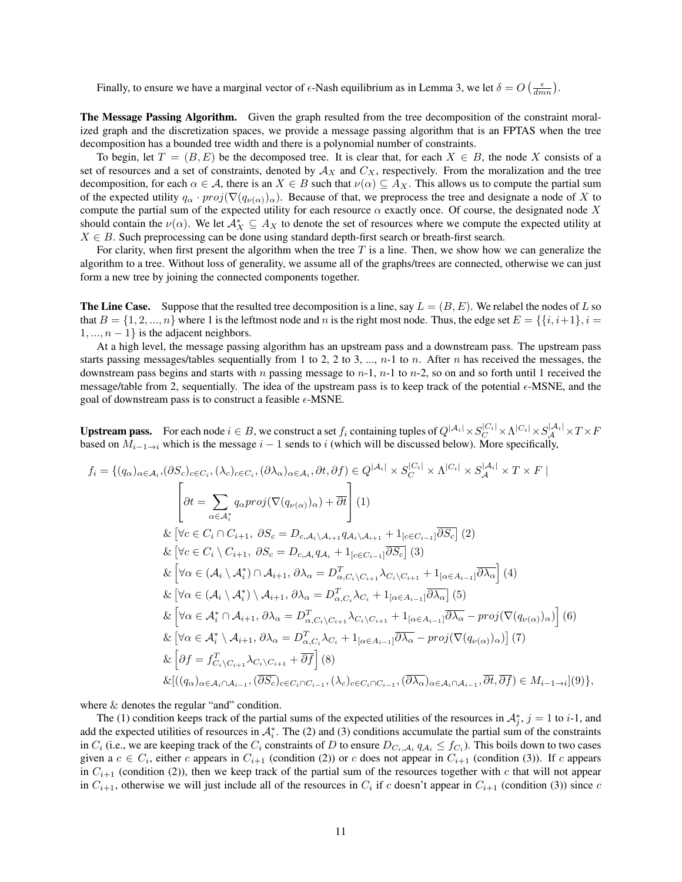Finally, to ensure we have a marginal vector of $\epsilon$-Nash equilibrium as in Lemma 3, we let $\delta = O\left(\frac{\epsilon}{dmn}\right)$.

**The Message Passing Algorithm.** Given the graph resulted from the tree decomposition of the constraint moralized graph and the discretization spaces, we provide a message passing algorithm that is an FPTAS when the tree decomposition has a bounded tree width and there is a polynomial number of constraints.

To begin, let $T = (B, E)$ be the decomposed tree. It is clear that, for each $X \in B$, the node $X$ consists of a set of resources and a set of constraints, denoted by $\mathcal{A}_X$ and $C_X$, respectively. From the moralization and the tree decomposition, for each $\alpha \in \mathcal{A}$, there is an $X \in B$ such that $\nu(\alpha) \subseteq A_X$. This allows us to compute the partial sum of the expected utility $q_\alpha \cdot proj(\nabla(q_{\nu(\alpha)})_\alpha)$. Because of that, we preprocess the tree and designate a node of $X$ to compute the partial sum of the expected utility for each resource $\alpha$ exactly once. Of course, the designated node $X$ should contain the $\nu(\alpha)$. We let $\mathcal{A}_X^* \subseteq A_X$ to denote the set of resources where we compute the expected utility at $X \in B$. Such preprocessing can be done using standard depth-first search or breath-first search.

For clarity, when first present the algorithm when the tree $T$ is a line. Then, we show how we can generalize the algorithm to a tree. Without loss of generality, we assume all of the graphs/trees are connected, otherwise we can just form a new tree by joining the connected components together.

**The Line Case.** Suppose that the resulted tree decomposition is a line, say $L = (B, E)$. We relabel the nodes of $L$ so that $B = \{1, 2, ..., n\}$ where 1 is the leftmost node and $n$ is the right most node. Thus, the edge set $E = \{\{i, i+1\}, i = 1, ..., n-1\}$ is the adjacent neighbors.

At a high level, the message passing algorithm has an upstream pass and a downstream pass. The upstream pass starts passing messages/tables sequentially from 1 to 2, 2 to 3, ..., $n$-1 to $n$. After $n$ has received the messages, the downstream pass begins and starts with $n$ passing message to $n$-1, $n$-1 to $n$-2, so on and so forth until 1 received the message/table from 2, sequentially. The idea of the upstream pass is to keep track of the potential $\epsilon$-MSNE, and the goal of downstream pass is to construct a feasible $\epsilon$-MSNE.

**Upstream pass.** For each node $i \in B$, we construct a set $f_i$ containing tuples of $Q^{|\mathcal{A}_i|} \times S_C^{|C_i|} \times \Lambda^{|C_i|} \times S_{\mathcal{A}}^{|\mathcal{A}_i|} \times T \times F$ based on $M_{i-1 \to i}$ which is the message $i-1$ sends to $i$ (which will be discussed below). More specifically,

$$
\begin{aligned}
f_i = \{&(q_\alpha)_{\alpha \in \mathcal{A}_i}, (\partial S_c)_{c \in C_i}, (\lambda_c)_{c \in C_i}, (\partial \lambda_\alpha)_{\alpha \in \mathcal{A}_i}, \partial t, \partial f) \in Q^{|\mathcal{A}_i|} \times S_C^{|C_i|} \times \Lambda^{|C_i|} \times S_{\mathcal{A}}^{|\mathcal{A}_i|} \times T \times F \mid \\
&\left[\partial t = \sum_{\alpha \in \mathcal{A}_i^*} q_\alpha proj(\nabla(q_{\nu(\alpha)})_\alpha) + \overline{\partial t}\right] (1) \\
&\& \left[\forall c \in C_i \cap C_{i+1},\ \partial S_c = D_{c, \mathcal{A}_i \setminus \mathcal{A}_{i+1}} q_{\mathcal{A}_i \setminus \mathcal{A}_{i+1}} + 1_{[c \in C_{i-1}]} \overline{\partial S_c}\right] (2) \\
&\& \left[\forall c \in C_i \setminus C_{i+1},\ \partial S_c = D_{c, \mathcal{A}_i} q_{\mathcal{A}_i} + 1_{[c \in C_{i-1}]} \overline{\partial S_c}\right] (3) \\
&\& \left[\forall \alpha \in (\mathcal{A}_i \setminus \mathcal{A}_i^*) \cap \mathcal{A}_{i+1},\ \partial \lambda_\alpha = D^T_{\alpha, C_i \setminus C_{i+1}} \lambda_{C_i \setminus C_{i+1}} + 1_{[\alpha \in A_{i-1}]} \overline{\partial \lambda_\alpha}\right] (4) \\
&\& \left[\forall \alpha \in (\mathcal{A}_i \setminus \mathcal{A}_i^*) \setminus \mathcal{A}_{i+1},\ \partial \lambda_\alpha = D^T_{\alpha, C_i} \lambda_{C_i} + 1_{[\alpha \in A_{i-1}]} \overline{\partial \lambda_\alpha}\right] (5) \\
&\& \left[\forall \alpha \in \mathcal{A}_i^* \cap \mathcal{A}_{i+1},\ \partial \lambda_\alpha = D^T_{\alpha, C_i \setminus C_{i+1}} \lambda_{C_i \setminus C_{i+1}} + 1_{[\alpha \in A_{i-1}]} \overline{\partial \lambda_\alpha} - proj(\nabla(q_{\nu(\alpha)})_\alpha)\right] (6) \\
&\& \left[\forall \alpha \in \mathcal{A}_i^* \setminus \mathcal{A}_{i+1},\ \partial \lambda_\alpha = D^T_{\alpha, C_i} \lambda_{C_i} + 1_{[\alpha \in A_{i-1}]} \overline{\partial \lambda_\alpha} - proj(\nabla(q_{\nu(\alpha)})_\alpha)\right] (7) \\
&\& \left[\partial f = f^T_{C_i \setminus C_{i+1}} \lambda_{C_i \setminus C_{i+1}} + \overline{\partial f}\right] (8) \\
&\& [((q_\alpha)_{\alpha \in \mathcal{A}_i \cap \mathcal{A}_{i-1}}, (\overline{\partial S_c})_{c \in C_i \cap C_{i-1}}, (\lambda_c)_{c \in C_i \cap C_{i-1}}, (\overline{\partial \lambda_\alpha})_{\alpha \in \mathcal{A}_i \cap \mathcal{A}_{i-1}}, \overline{\partial t}, \overline{\partial f}) \in M_{i-1 \to i}] (9)\},
\end{aligned}
$$

where & denotes the regular "and" condition.

The (1) condition keeps track of the partial sums of the expected utilities of the resources in $\mathcal{A}_j^*$, $j = 1$ to $i$-1, and add the expected utilities of resources in $\mathcal{A}_i^*$. The (2) and (3) conditions accumulate the partial sum of the constraints in $C_i$ (i.e., we are keeping track of the $C_i$ constraints of $D$ to ensure $D_{C_i, \mathcal{A}_i} q_{\mathcal{A}_i} \leq f_{C_i}$). This boils down to two cases given a $c \in C_i$, either $c$ appears in $C_{i+1}$ (condition (2)) or $c$ does not appear in $C_{i+1}$ (condition (3)). If $c$ appears in $C_{i+1}$ (condition (2)), then we keep track of the partial sum of the resources together with $c$ that will not appear in $C_{i+1}$, otherwise we will just include all of the resources in $C_i$ if $c$ doesn't appear in $C_{i+1}$ (condition (3)) since $c$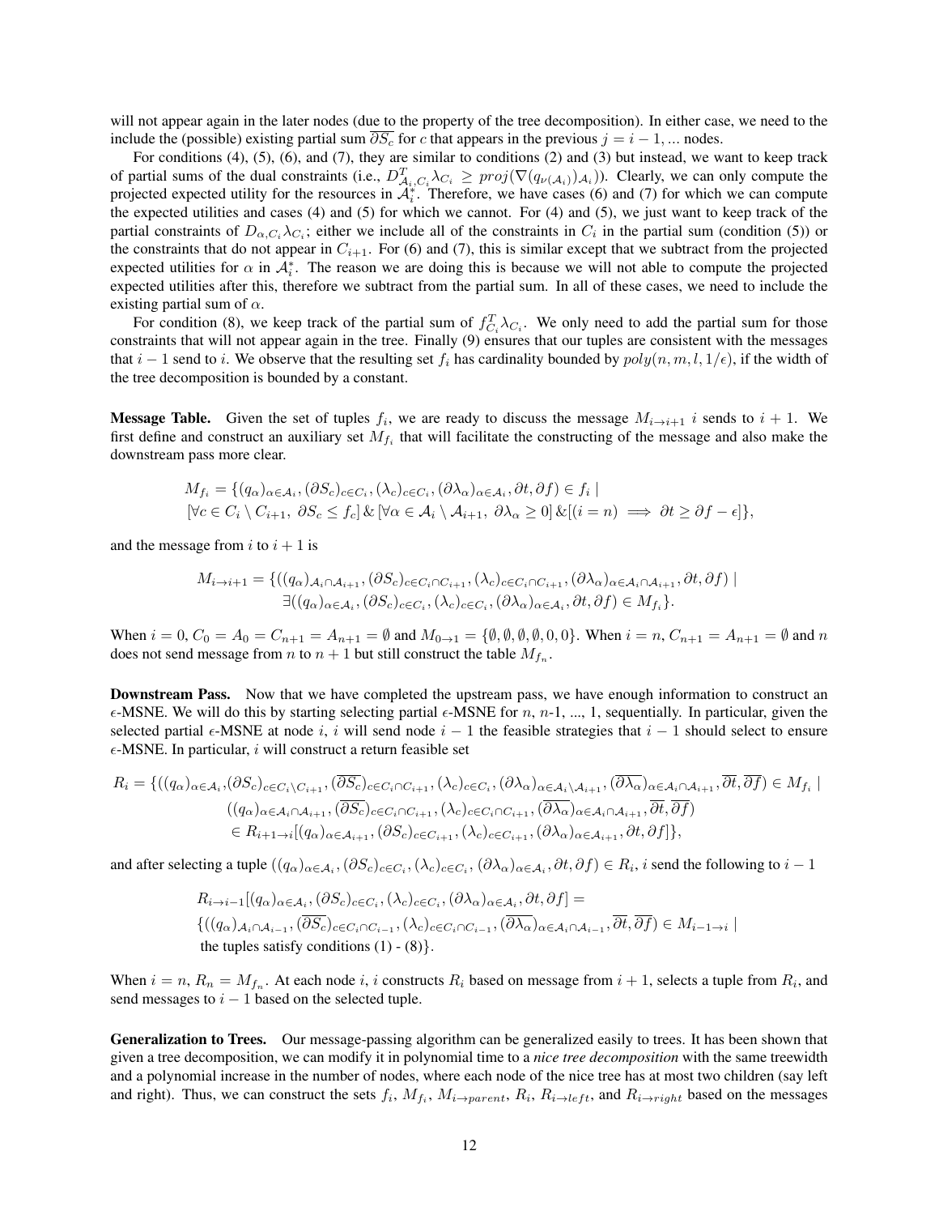will not appear again in the later nodes (due to the property of the tree decomposition). In either case, we need to the include the (possible) existing partial sum $\overline{\partial S_c}$ for $c$ that appears in the previous $j = i-1, ...$ nodes.

For conditions (4), (5), (6), and (7), they are similar to conditions (2) and (3) but instead, we want to keep track of partial sums of the dual constraints (i.e., $D^T_{\mathcal{A}_i, C_i}\lambda_{C_i} \geq proj(\nabla(q_{\nu(\mathcal{A}_i)})_{\mathcal{A}_i})$). Clearly, we can only compute the projected expected utility for the resources in $\mathcal{A}^*_i$. Therefore, we have cases (6) and (7) for which we can compute the expected utilities and cases (4) and (5) for which we cannot. For (4) and (5), we just want to keep track of the partial constraints of $D_{\alpha, C_i}\lambda_{C_i}$; either we include all of the constraints in $C_i$ in the partial sum (condition (5)) or the constraints that do not appear in $C_{i+1}$. For (6) and (7), this is similar except that we subtract from the projected expected utilities for $\alpha$ in $\mathcal{A}^*_i$. The reason we are doing this is because we will not able to compute the projected expected utilities after this, therefore we subtract from the partial sum. In all of these cases, we need to include the existing partial sum of $\alpha$.

For condition (8), we keep track of the partial sum of $f^T_{C_i}\lambda_{C_i}$. We only need to add the partial sum for those constraints that will not appear again in the tree. Finally (9) ensures that our tuples are consistent with the messages that $i-1$ send to $i$. We observe that the resulting set $f_i$ has cardinality bounded by $poly(n, m, l, 1/\epsilon)$, if the width of the tree decomposition is bounded by a constant.

**Message Table.** Given the set of tuples $f_i$, we are ready to discuss the message $M_{i \to i+1}$ $i$ sends to $i+1$. We first define and construct an auxiliary set $M_{f_i}$ that will facilitate the constructing of the message and also make the downstream pass more clear.

$$M_{f_i} = \{(q_\alpha)_{\alpha \in \mathcal{A}_i}, (\partial S_c)_{c \in C_i}, (\lambda_c)_{c \in C_i}, (\partial \lambda_\alpha)_{\alpha \in \mathcal{A}_i}, \partial t, \partial f) \in f_i \mid$$
$$[\forall c \in C_i \setminus C_{i+1},\ \partial S_c \leq f_c] \,\&\, [\forall \alpha \in \mathcal{A}_i \setminus \mathcal{A}_{i+1},\ \partial \lambda_\alpha \geq 0] \,\&\, [(i = n) \implies \partial t \geq \partial f - \epsilon]\},$$

and the message from $i$ to $i+1$ is

$$M_{i \to i+1} = \{((q_\alpha)_{\mathcal{A}_i \cap \mathcal{A}_{i+1}}, (\partial S_c)_{c \in C_i \cap C_{i+1}}, (\lambda_c)_{c \in C_i \cap C_{i+1}}, (\partial \lambda_\alpha)_{\alpha \in \mathcal{A}_i \cap \mathcal{A}_{i+1}}, \partial t, \partial f) \mid$$
$$\exists ((q_\alpha)_{\alpha \in \mathcal{A}_i}, (\partial S_c)_{c \in C_i}, (\lambda_c)_{c \in C_i}, (\partial \lambda_\alpha)_{\alpha \in \mathcal{A}_i}, \partial t, \partial f) \in M_{f_i}\}.$$

When $i = 0$, $C_0 = A_0 = C_{n+1} = A_{n+1} = \emptyset$ and $M_{0 \to 1} = \{\emptyset, \emptyset, \emptyset, \emptyset, 0, 0\}$. When $i = n$, $C_{n+1} = A_{n+1} = \emptyset$ and $n$ does not send message from $n$ to $n+1$ but still construct the table $M_{f_n}$.

**Downstream Pass.** Now that we have completed the upstream pass, we have enough information to construct an $\epsilon$-MSNE. We will do this by starting selecting partial $\epsilon$-MSNE for $n$, $n$-1, ..., 1, sequentially. In particular, given the selected partial $\epsilon$-MSNE at node $i$, $i$ will send node $i-1$ the feasible strategies that $i-1$ should select to ensure $\epsilon$-MSNE. In particular, $i$ will construct a return feasible set

$$R_i = \{((q_\alpha)_{\alpha \in \mathcal{A}_i}, (\partial S_c)_{c \in C_i \setminus C_{i+1}}, (\overline{\partial S_c})_{c \in C_i \cap C_{i+1}}, (\lambda_c)_{c \in C_i}, (\partial \lambda_\alpha)_{\alpha \in \mathcal{A}_i \setminus \mathcal{A}_{i+1}}, (\overline{\partial \lambda_\alpha})_{\alpha \in \mathcal{A}_i \cap \mathcal{A}_{i+1}}, \overline{\partial t}, \overline{\partial f}) \in M_{f_i} \mid$$
$$((q_\alpha)_{\alpha \in \mathcal{A}_i \cap \mathcal{A}_{i+1}}, (\overline{\partial S_c})_{c \in C_i \cap C_{i+1}}, (\lambda_c)_{c \in C_i \cap C_{i+1}}, (\overline{\partial \lambda_\alpha})_{\alpha \in \mathcal{A}_i \cap \mathcal{A}_{i+1}}, \overline{\partial t}, \overline{\partial f})$$
$$\in R_{i+1 \to i}[(q_\alpha)_{\alpha \in \mathcal{A}_{i+1}}, (\partial S_c)_{c \in C_{i+1}}, (\lambda_c)_{c \in C_{i+1}}, (\partial \lambda_\alpha)_{\alpha \in \mathcal{A}_{i+1}}, \partial t, \partial f]\},$$

and after selecting a tuple $((q_\alpha)_{\alpha \in \mathcal{A}_i}, (\partial S_c)_{c \in C_i}, (\lambda_c)_{c \in C_i}, (\partial \lambda_\alpha)_{\alpha \in \mathcal{A}_i}, \partial t, \partial f) \in R_i$, $i$ send the following to $i-1$

$$R_{i \to i-1}[(q_\alpha)_{\alpha \in \mathcal{A}_i}, (\partial S_c)_{c \in C_i}, (\lambda_c)_{c \in C_i}, (\partial \lambda_\alpha)_{\alpha \in \mathcal{A}_i}, \partial t, \partial f] =$$
$$\{((q_\alpha)_{\mathcal{A}_i \cap \mathcal{A}_{i-1}}, (\overline{\partial S_c})_{c \in C_i \cap C_{i-1}}, (\lambda_c)_{c \in C_i \cap C_{i-1}}, (\overline{\partial \lambda_\alpha})_{\alpha \in \mathcal{A}_i \cap \mathcal{A}_{i-1}}, \overline{\partial t}, \overline{\partial f}) \in M_{i-1 \to i} \mid$$
$$\text{the tuples satisfy conditions (1) - (8)}\}.$$

When $i = n$, $R_n = M_{f_n}$. At each node $i$, $i$ constructs $R_i$ based on message from $i+1$, selects a tuple from $R_i$, and send messages to $i-1$ based on the selected tuple.

**Generalization to Trees.** Our message-passing algorithm can be generalized easily to trees. It has been shown that given a tree decomposition, we can modify it in polynomial time to a *nice tree decomposition* with the same treewidth and a polynomial increase in the number of nodes, where each node of the nice tree has at most two children (say left and right). Thus, we can construct the sets $f_i$, $M_{f_i}$, $M_{i \to parent}$, $R_i$, $R_{i \to left}$, and $R_{i \to right}$ based on the messages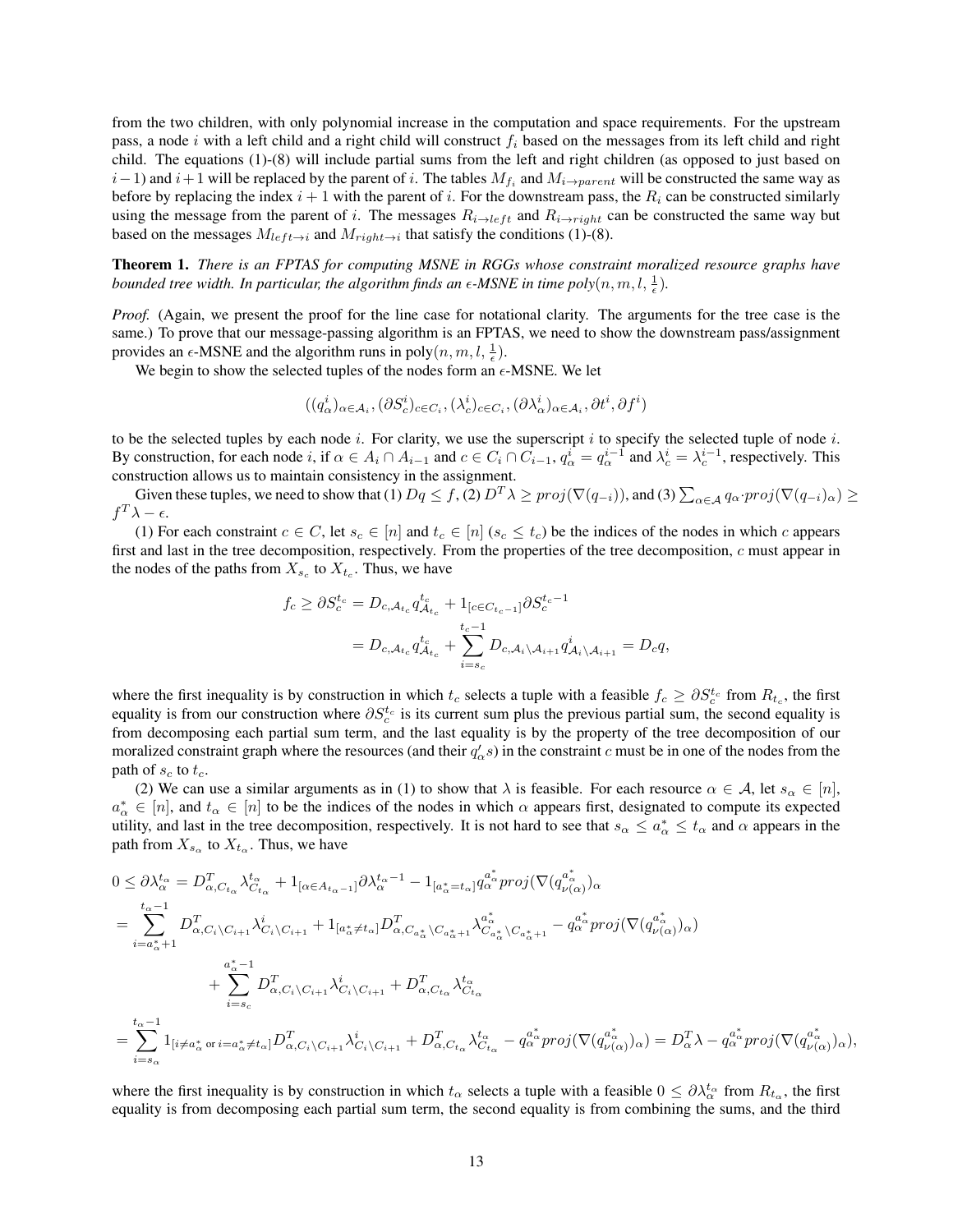from the two children, with only polynomial increase in the computation and space requirements. For the upstream pass, a node $i$ with a left child and a right child will construct $f_i$ based on the messages from its left child and right child. The equations (1)-(8) will include partial sums from the left and right children (as opposed to just based on $i-1$) and $i+1$ will be replaced by the parent of $i$. The tables $M_{f_i}$ and $M_{i \to parent}$ will be constructed the same way as before by replacing the index $i+1$ with the parent of $i$. For the downstream pass, the $R_i$ can be constructed similarly using the message from the parent of $i$. The messages $R_{i \to left}$ and $R_{i \to right}$ can be constructed the same way but based on the messages $M_{left \to i}$ and $M_{right \to i}$ that satisfy the conditions (1)-(8).

**Theorem 1.** *There is an FPTAS for computing MSNE in RGGs whose constraint moralized resource graphs have bounded tree width. In particular, the algorithm finds an $\epsilon$-MSNE in time poly$(n, m, l, \frac{1}{\epsilon})$.*

*Proof.* (Again, we present the proof for the line case for notational clarity. The arguments for the tree case is the same.) To prove that our message-passing algorithm is an FPTAS, we need to show the downstream pass/assignment provides an $\epsilon$-MSNE and the algorithm runs in poly$(n, m, l, \frac{1}{\epsilon})$.

We begin to show the selected tuples of the nodes form an $\epsilon$-MSNE. We let

$$((q^i_\alpha)_{\alpha \in \mathcal{A}_i}, (\partial S^i_c)_{c \in C_i}, (\lambda^i_c)_{c \in C_i}, (\partial \lambda^i_\alpha)_{\alpha \in \mathcal{A}_i}, \partial t^i, \partial f^i)$$

to be the selected tuples by each node $i$. For clarity, we use the superscript $i$ to specify the selected tuple of node $i$. By construction, for each node $i$, if $\alpha \in A_i \cap A_{i-1}$ and $c \in C_i \cap C_{i-1}$, $q^i_\alpha = q^{i-1}_\alpha$ and $\lambda^i_c = \lambda^{i-1}_c$, respectively. This construction allows us to maintain consistency in the assignment.

Given these tuples, we need to show that (1) $Dq \leq f$, (2) $D^T \lambda \geq proj(\nabla(q_{-i}))$, and (3) $\sum_{\alpha \in \mathcal{A}} q_\alpha \cdot proj(\nabla(q_{-i})_\alpha) \geq f^T \lambda - \epsilon$.

(1) For each constraint $c \in C$, let $s_c \in [n]$ and $t_c \in [n]$ ($s_c \leq t_c$) be the indices of the nodes in which $c$ appears first and last in the tree decomposition, respectively. From the properties of the tree decomposition, $c$ must appear in the nodes of the paths from $X_{s_c}$ to $X_{t_c}$. Thus, we have

$$\begin{aligned} f_c \geq \partial S^{t_c}_c &= D_{c,\mathcal{A}_{t_c}} q^{t_c}_{\mathcal{A}_{t_c}} + 1_{[c \in C_{t_c - 1}]} \partial S^{t_c - 1}_c \\ &= D_{c,\mathcal{A}_{t_c}} q^{t_c}_{\mathcal{A}_{t_c}} + \sum_{i=s_c}^{t_c - 1} D_{c,\mathcal{A}_i \setminus \mathcal{A}_{i+1}} q^i_{\mathcal{A}_i \setminus \mathcal{A}_{i+1}} = D_c q, \end{aligned}$$

where the first inequality is by construction in which $t_c$ selects a tuple with a feasible $f_c \geq \partial S^{t_c}_c$ from $R_{t_c}$, the first equality is from our construction where $\partial S^{t_c}_c$ is its current sum plus the previous partial sum, the second equality is from decomposing each partial sum term, and the last equality is by the property of the tree decomposition of our moralized constraint graph where the resources (and their $q'_\alpha s$) in the constraint $c$ must be in one of the nodes from the path of $s_c$ to $t_c$.

(2) We can use a similar arguments as in (1) to show that $\lambda$ is feasible. For each resource $\alpha \in \mathcal{A}$, let $s_\alpha \in [n]$, $a^*_\alpha \in [n]$, and $t_\alpha \in [n]$ to be the indices of the nodes in which $\alpha$ appears first, designated to compute its expected utility, and last in the tree decomposition, respectively. It is not hard to see that $s_\alpha \leq a^*_\alpha \leq t_\alpha$ and $\alpha$ appears in the path from $X_{s_\alpha}$ to $X_{t_\alpha}$. Thus, we have

$$\begin{aligned} 0 &\leq \partial \lambda^{t_\alpha}_\alpha = D^T_{\alpha, C_{t_\alpha}} \lambda^{t_\alpha}_{C_{t_\alpha}} + 1_{[\alpha \in A_{t_\alpha - 1}]} \partial \lambda^{t_\alpha - 1}_\alpha - 1_{[a^*_\alpha = t_\alpha]} q^{a^*_\alpha}_\alpha proj(\nabla(q^{a^*_\alpha}_{\nu(\alpha)})_\alpha \\ &= \sum_{i=a^*_\alpha + 1}^{t_\alpha - 1} D^T_{\alpha, C_i \setminus C_{i+1}} \lambda^i_{C_i \setminus C_{i+1}} + 1_{[a^*_\alpha \neq t_\alpha]} D^T_{\alpha, C_{a^*_\alpha} \setminus C_{a^*_\alpha + 1}} \lambda^{a^*_\alpha}_{C_{a^*_\alpha} \setminus C_{a^*_\alpha + 1}} - q^{a^*_\alpha}_\alpha proj(\nabla(q^{a^*_\alpha}_{\nu(\alpha)})_\alpha) \\ &\qquad + \sum_{i=s_c}^{a^*_\alpha - 1} D^T_{\alpha, C_i \setminus C_{i+1}} \lambda^i_{C_i \setminus C_{i+1}} + D^T_{\alpha, C_{t_\alpha}} \lambda^{t_\alpha}_{C_{t_\alpha}} \\ &= \sum_{i=s_\alpha}^{t_\alpha - 1} 1_{[i \neq a^*_\alpha \text{ or } i = a^*_\alpha \neq t_\alpha]} D^T_{\alpha, C_i \setminus C_{i+1}} \lambda^i_{C_i \setminus C_{i+1}} + D^T_{\alpha, C_{t_\alpha}} \lambda^{t_\alpha}_{C_{t_\alpha}} - q^{a^*_\alpha}_\alpha proj(\nabla(q^{a^*_\alpha}_{\nu(\alpha)})_\alpha) = D^T_\alpha \lambda - q^{a^*_\alpha}_\alpha proj(\nabla(q^{a^*_\alpha}_{\nu(\alpha)})_\alpha), \end{aligned}$$

where the first inequality is by construction in which $t_\alpha$ selects a tuple with a feasible $0 \leq \partial \lambda^{t_\alpha}_\alpha$ from $R_{t_\alpha}$, the first equality is from decomposing each partial sum term, the second equality is from combining the sums, and the third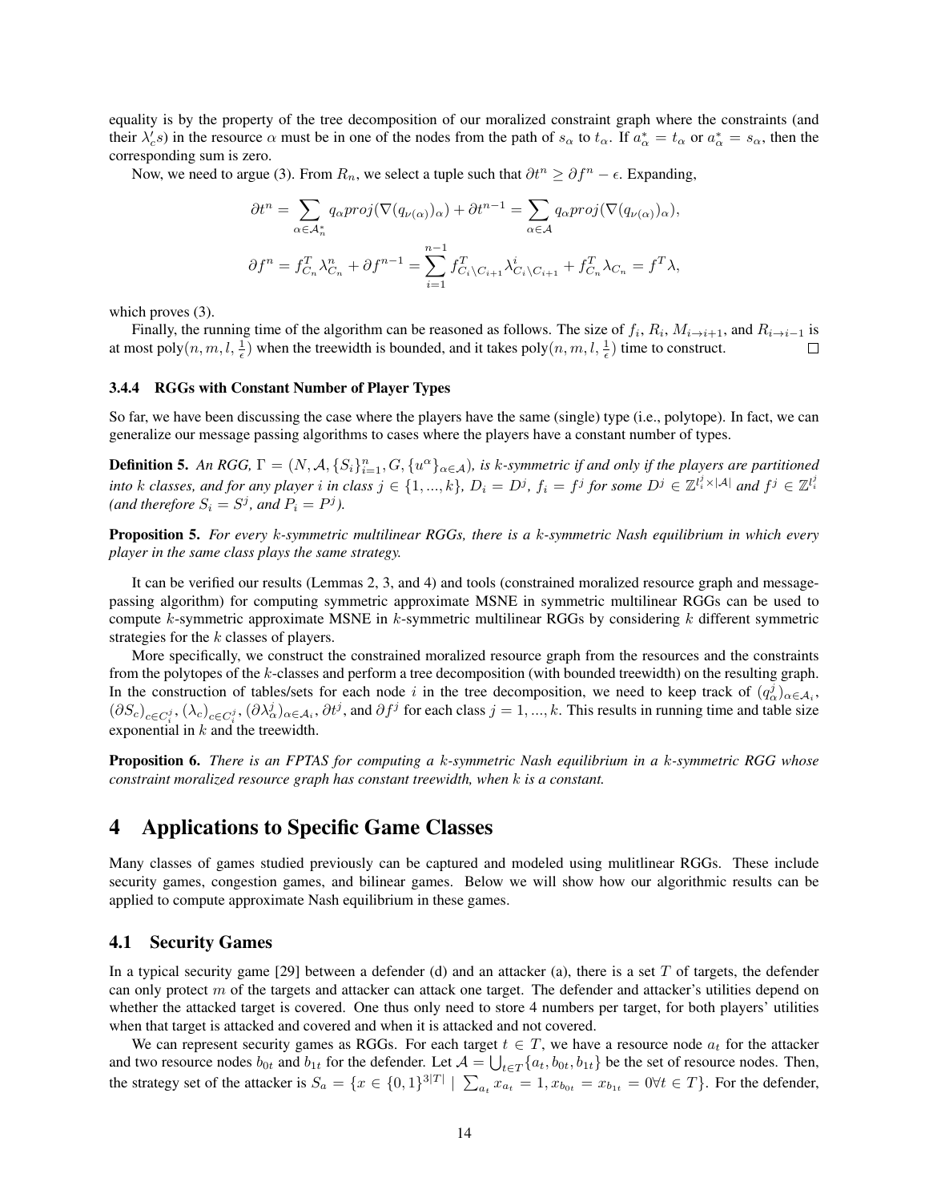equality is by the property of the tree decomposition of our moralized constraint graph where the constraints (and their $\lambda_c' s$) in the resource $\alpha$ must be in one of the nodes from the path of $s_\alpha$ to $t_\alpha$. If $a^*_\alpha = t_\alpha$ or $a^*_\alpha = s_\alpha$, then the corresponding sum is zero.

Now, we need to argue (3). From $R_n$, we select a tuple such that $\partial t^n \geq \partial f^n - \epsilon$. Expanding,

$$\partial t^n = \sum_{\alpha \in \mathcal{A}^*_n} q_\alpha proj(\nabla(q_{\nu(\alpha)})_\alpha) + \partial t^{n-1} = \sum_{\alpha \in \mathcal{A}} q_\alpha proj(\nabla(q_{\nu(\alpha)})_\alpha),$$

$$\partial f^n = f^T_{C_n} \lambda^n_{C_n} + \partial f^{n-1} = \sum_{i=1}^{n-1} f^T_{C_i \setminus C_{i+1}} \lambda^i_{C_i \setminus C_{i+1}} + f^T_{C_n} \lambda_{C_n} = f^T \lambda,$$

which proves (3).

Finally, the running time of the algorithm can be reasoned as follows. The size of $f_i$, $R_i$, $M_{i \to i+1}$, and $R_{i \to i-1}$ is at most poly$(n, m, l, \frac{1}{\epsilon})$ when the treewidth is bounded, and it takes poly$(n, m, l, \frac{1}{\epsilon})$ time to construct. □

### 3.4.4 RGGs with Constant Number of Player Types

So far, we have been discussing the case where the players have the same (single) type (i.e., polytope). In fact, we can generalize our message passing algorithms to cases where the players have a constant number of types.

**Definition 5.** *An RGG, $\Gamma = (N, \mathcal{A}, \{S_i\}_{i=1}^n, G, \{u^\alpha\}_{\alpha \in \mathcal{A}})$, is $k$-symmetric if and only if the players are partitioned into $k$ classes, and for any player $i$ in class $j \in \{1, ..., k\}$, $D_i = D^j$, $f_i = f^j$ for some $D^j \in \mathbb{Z}^{l^j_i \times |\mathcal{A}|}$ and $f^j \in \mathbb{Z}^{l^j_i}$ (and therefore $S_i = S^j$, and $P_i = P^j$).*

**Proposition 5.** *For every $k$-symmetric multilinear RGGs, there is a $k$-symmetric Nash equilibrium in which every player in the same class plays the same strategy.*

It can be verified our results (Lemmas 2, 3, and 4) and tools (constrained moralized resource graph and message-passing algorithm) for computing symmetric approximate MSNE in symmetric multilinear RGGs can be used to compute $k$-symmetric approximate MSNE in $k$-symmetric multilinear RGGs by considering $k$ different symmetric strategies for the $k$ classes of players.

More specifically, we construct the constrained moralized resource graph from the resources and the constraints from the polytopes of the $k$-classes and perform a tree decomposition (with bounded treewidth) on the resulting graph. In the construction of tables/sets for each node $i$ in the tree decomposition, we need to keep track of $(q^j_\alpha)_{\alpha \in \mathcal{A}_i}$, $(\partial S_c)_{c \in C^j_i}$, $(\lambda_c)_{c \in C^j_i}$, $(\partial \lambda^j_\alpha)_{\alpha \in \mathcal{A}_i}$, $\partial t^j$, and $\partial f^j$ for each class $j = 1, ..., k$. This results in running time and table size exponential in $k$ and the treewidth.

**Proposition 6.** *There is an FPTAS for computing a $k$-symmetric Nash equilibrium in a $k$-symmetric RGG whose constraint moralized resource graph has constant treewidth, when $k$ is a constant.*

# 4 Applications to Specific Game Classes

Many classes of games studied previously can be captured and modeled using mulitlinear RGGs. These include security games, congestion games, and bilinear games. Below we will show how our algorithmic results can be applied to compute approximate Nash equilibrium in these games.

## 4.1 Security Games

In a typical security game [29] between a defender (d) and an attacker (a), there is a set $T$ of targets, the defender can only protect $m$ of the targets and attacker can attack one target. The defender and attacker's utilities depend on whether the attacked target is covered. One thus only need to store 4 numbers per target, for both players' utilities when that target is attacked and covered and when it is attacked and not covered.

We can represent security games as RGGs. For each target $t \in T$, we have a resource node $a_t$ for the attacker and two resource nodes $b_{0t}$ and $b_{1t}$ for the defender. Let $\mathcal{A} = \bigcup_{t \in T} \{a_t, b_{0t}, b_{1t}\}$ be the set of resource nodes. Then, the strategy set of the attacker is $S_a = \{x \in \{0,1\}^{3|T|} \mid \sum_{a_t} x_{a_t} = 1, x_{b_{0t}} = x_{b_{1t}} = 0 \forall t \in T\}$. For the defender,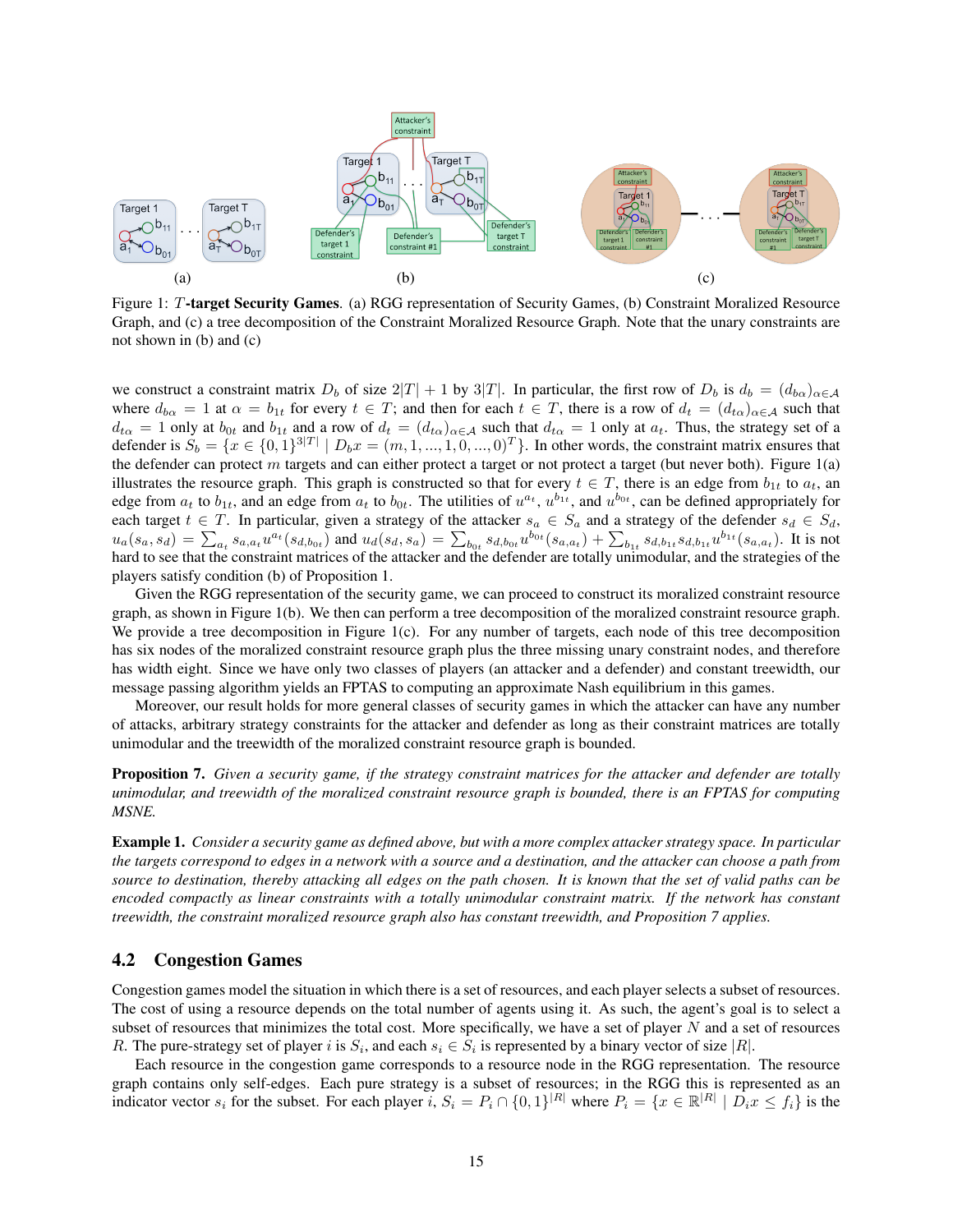Figure 1: $T$**-target Security Games**. (a) RGG representation of Security Games, (b) Constraint Moralized Resource Graph, and (c) a tree decomposition of the Constraint Moralized Resource Graph. Note that the unary constraints are not shown in (b) and (c)

we construct a constraint matrix $D_b$ of size $2|T|+1$ by $3|T|$. In particular, the first row of $D_b$ is $d_b = (d_{b\alpha})_{\alpha\in\mathcal{A}}$ where $d_{b\alpha} = 1$ at $\alpha = b_{1t}$ for every $t \in T$; and then for each $t \in T$, there is a row of $d_t = (d_{t\alpha})_{\alpha\in\mathcal{A}}$ such that $d_{t\alpha} = 1$ only at $b_{0t}$ and $b_{1t}$ and a row of $d_t = (d_{t\alpha})_{\alpha\in\mathcal{A}}$ such that $d_{t\alpha} = 1$ only at $a_t$. Thus, the strategy set of a defender is $S_b = \{x \in \{0,1\}^{3|T|} \mid D_b x = (m, 1, ..., 1, 0, ..., 0)^T\}$. In other words, the constraint matrix ensures that the defender can protect $m$ targets and can either protect a target or not protect a target (but never both). Figure 1(a) illustrates the resource graph. This graph is constructed so that for every $t \in T$, there is an edge from $b_{1t}$ to $a_t$, an edge from $a_t$ to $b_{1t}$, and an edge from $a_t$ to $b_{0t}$. The utilities of $u^{a_t}$, $u^{b_{1t}}$, and $u^{b_{0t}}$, can be defined appropriately for each target $t \in T$. In particular, given a strategy of the attacker $s_a \in S_a$ and a strategy of the defender $s_d \in S_d$, $u_a(s_a, s_d) = \sum_{a_t} s_{a,a_t} u^{a_t}(s_{d,b_{0t}})$ and $u_d(s_d, s_a) = \sum_{b_{0t}} s_{d,b_{0t}} u^{b_{0t}}(s_{a,a_t}) + \sum_{b_{1t}} s_{d,b_{1t}} s_{d,b_{1t}} u^{b_{1t}}(s_{a,a_t})$. It is not hard to see that the constraint matrices of the attacker and the defender are totally unimodular, and the strategies of the players satisfy condition (b) of Proposition 1.

Given the RGG representation of the security game, we can proceed to construct its moralized constraint resource graph, as shown in Figure 1(b). We then can perform a tree decomposition of the moralized constraint resource graph. We provide a tree decomposition in Figure 1(c). For any number of targets, each node of this tree decomposition has six nodes of the moralized constraint resource graph plus the three missing unary constraint nodes, and therefore has width eight. Since we have only two classes of players (an attacker and a defender) and constant treewidth, our message passing algorithm yields an FPTAS to computing an approximate Nash equilibrium in this games.

Moreover, our result holds for more general classes of security games in which the attacker can have any number of attacks, arbitrary strategy constraints for the attacker and defender as long as their constraint matrices are totally unimodular and the treewidth of the moralized constraint resource graph is bounded.

**Proposition 7.** *Given a security game, if the strategy constraint matrices for the attacker and defender are totally unimodular, and treewidth of the moralized constraint resource graph is bounded, there is an FPTAS for computing MSNE.*

**Example 1.** *Consider a security game as defined above, but with a more complex attacker strategy space. In particular the targets correspond to edges in a network with a source and a destination, and the attacker can choose a path from source to destination, thereby attacking all edges on the path chosen. It is known that the set of valid paths can be encoded compactly as linear constraints with a totally unimodular constraint matrix. If the network has constant treewidth, the constraint moralized resource graph also has constant treewidth, and Proposition 7 applies.*

### 4.2 Congestion Games

Congestion games model the situation in which there is a set of resources, and each player selects a subset of resources. The cost of using a resource depends on the total number of agents using it. As such, the agent's goal is to select a subset of resources that minimizes the total cost. More specifically, we have a set of player $N$ and a set of resources $R$. The pure-strategy set of player $i$ is $S_i$, and each $s_i \in S_i$ is represented by a binary vector of size $|R|$.

Each resource in the congestion game corresponds to a resource node in the RGG representation. The resource graph contains only self-edges. Each pure strategy is a subset of resources; in the RGG this is represented as an indicator vector $s_i$ for the subset. For each player $i$, $S_i = P_i \cap \{0,1\}^{|R|}$ where $P_i = \{x \in \mathbb{R}^{|R|} \mid D_i x \le f_i\}$ is the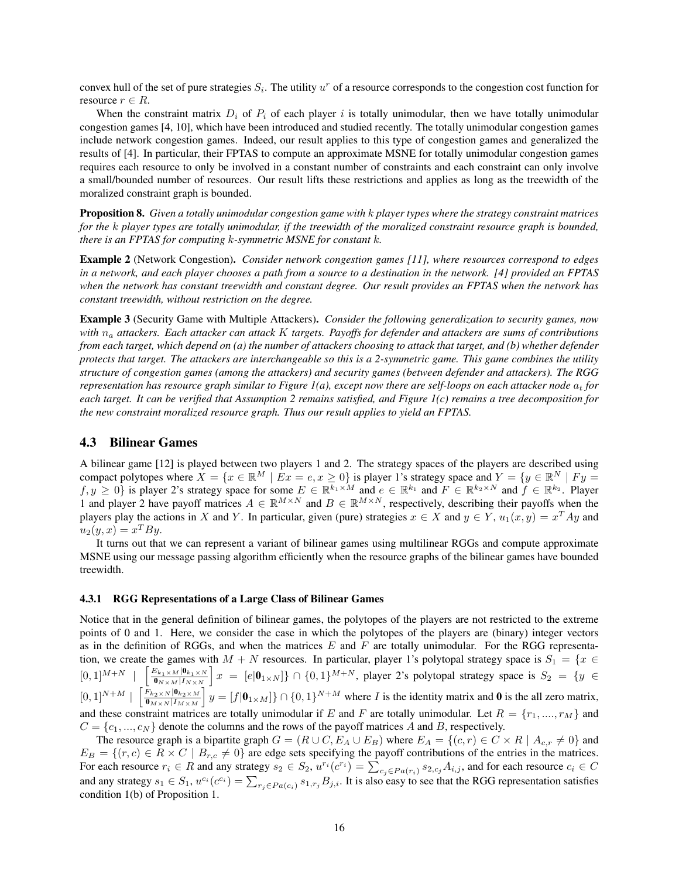convex hull of the set of pure strategies $S_i$. The utility $u^r$ of a resource corresponds to the congestion cost function for resource $r \in R$.

When the constraint matrix $D_i$ of $P_i$ of each player $i$ is totally unimodular, then we have totally unimodular congestion games [4, 10], which have been introduced and studied recently. The totally unimodular congestion games include network congestion games. Indeed, our result applies to this type of congestion games and generalized the results of [4]. In particular, their FPTAS to compute an approximate MSNE for totally unimodular congestion games requires each resource to only be involved in a constant number of constraints and each constraint can only involve a small/bounded number of resources. Our result lifts these restrictions and applies as long as the treewidth of the moralized constraint graph is bounded.

**Proposition 8.** *Given a totally unimodular congestion game with $k$ player types where the strategy constraint matrices for the $k$ player types are totally unimodular, if the treewidth of the moralized constraint resource graph is bounded, there is an FPTAS for computing $k$-symmetric MSNE for constant $k$.*

**Example 2** (Network Congestion). *Consider network congestion games [11], where resources correspond to edges in a network, and each player chooses a path from a source to a destination in the network. [4] provided an FPTAS when the network has constant treewidth and constant degree. Our result provides an FPTAS when the network has constant treewidth, without restriction on the degree.*

**Example 3** (Security Game with Multiple Attackers). *Consider the following generalization to security games, now with $n_a$ attackers. Each attacker can attack $K$ targets. Payoffs for defender and attackers are sums of contributions from each target, which depend on (a) the number of attackers choosing to attack that target, and (b) whether defender protects that target. The attackers are interchangeable so this is a 2-symmetric game. This game combines the utility structure of congestion games (among the attackers) and security games (between defender and attackers). The RGG representation has resource graph similar to Figure 1(a), except now there are self-loops on each attacker node $a_t$ for each target. It can be verified that Assumption 2 remains satisfied, and Figure 1(c) remains a tree decomposition for the new constraint moralized resource graph. Thus our result applies to yield an FPTAS.*

## 4.3 Bilinear Games

A bilinear game [12] is played between two players 1 and 2. The strategy spaces of the players are described using compact polytopes where $X = \{x \in \mathbb{R}^M \mid Ex = e, x \geq 0\}$ is player 1's strategy space and $Y = \{y \in \mathbb{R}^N \mid Fy = f, y \geq 0\}$ is player 2's strategy space for some $E \in \mathbb{R}^{k_1 \times M}$ and $e \in \mathbb{R}^{k_1}$ and $F \in \mathbb{R}^{k_2 \times N}$ and $f \in \mathbb{R}^{k_2}$. Player 1 and player 2 have payoff matrices $A \in \mathbb{R}^{M \times N}$ and $B \in \mathbb{R}^{M \times N}$, respectively, describing their payoffs when the players play the actions in $X$ and $Y$. In particular, given (pure) strategies $x \in X$ and $y \in Y$, $u_1(x, y) = x^T Ay$ and $u_2(y, x) = x^T By$.

It turns out that we can represent a variant of bilinear games using multilinear RGGs and compute approximate MSNE using our message passing algorithm efficiently when the resource graphs of the bilinear games have bounded treewidth.

### 4.3.1 RGG Representations of a Large Class of Bilinear Games

Notice that in the general definition of bilinear games, the polytopes of the players are not restricted to the extreme points of 0 and 1. Here, we consider the case in which the polytopes of the players are (binary) integer vectors as in the definition of RGGs, and when the matrices $E$ and $F$ are totally unimodular. For the RGG representation, we create the games with $M + N$ resources. In particular, player 1's polytopal strategy space is $S_1 = \{x \in [0,1]^{M+N} \mid \left[\frac{E_{k_1 \times M} | \mathbf{0}_{k_1 \times N}}{\mathbf{0}_{N \times M} | I_{N \times N}}\right] x = [e|\mathbf{0}_{1 \times N}]\} \cap \{0,1\}^{M+N}$, player 2's polytopal strategy space is $S_2 = \{y \in [0,1]^{N+M} \mid \left[\frac{F_{k_2 \times N} | \mathbf{0}_{k_2 \times M}}{\mathbf{0}_{M \times N} | I_{M \times M}}\right] y = [f|\mathbf{0}_{1 \times M}]\} \cap \{0,1\}^{N+M}$ where $I$ is the identity matrix and $\mathbf{0}$ is the all zero matrix, and these constraint matrices are totally unimodular if $E$ and $F$ are totally unimodular. Let $R = \{r_1, ...., r_M\}$ and $C = \{c_1, ..., c_N\}$ denote the columns and the rows of the payoff matrices $A$ and $B$, respectively.

The resource graph is a bipartite graph $G = (R \cup C, E_A \cup E_B)$ where $E_A = \{(c, r) \in C \times R \mid A_{c,r} \neq 0\}$ and $E_B = \{(r, c) \in R \times C \mid B_{r,c} \neq 0\}$ are edge sets specifying the payoff contributions of the entries in the matrices. For each resource $r_i \in R$ and any strategy $s_2 \in S_2$, $u^{r_i}(c^{r_i}) = \sum_{c_j \in Pa(r_i)} s_{2,c_j} A_{i,j}$, and for each resource $c_i \in C$ and any strategy $s_1 \in S_1$, $u^{c_i}(c^{c_i}) = \sum_{r_j \in Pa(c_i)} s_{1,r_j} B_{j,i}$. It is also easy to see that the RGG representation satisfies condition 1(b) of Proposition 1.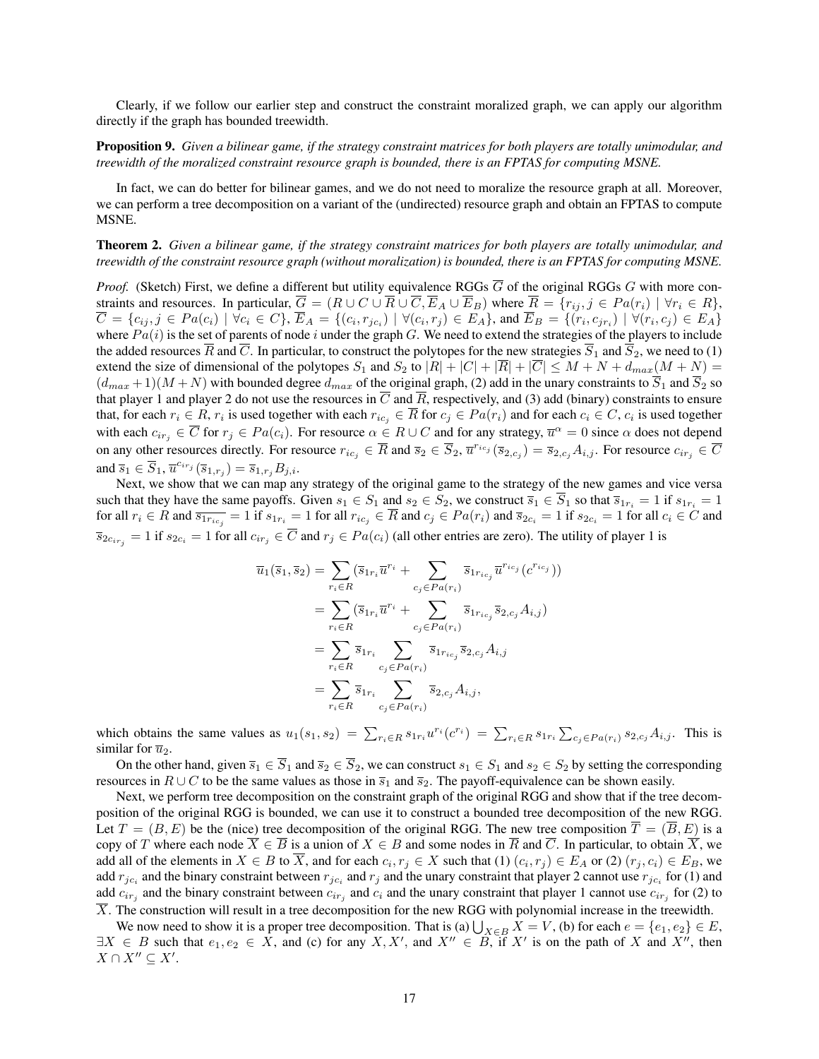Clearly, if we follow our earlier step and construct the constraint moralized graph, we can apply our algorithm directly if the graph has bounded treewidth.

**Proposition 9.** *Given a bilinear game, if the strategy constraint matrices for both players are totally unimodular, and treewidth of the moralized constraint resource graph is bounded, there is an FPTAS for computing MSNE.*

In fact, we can do better for bilinear games, and we do not need to moralize the resource graph at all. Moreover, we can perform a tree decomposition on a variant of the (undirected) resource graph and obtain an FPTAS to compute MSNE.

**Theorem 2.** *Given a bilinear game, if the strategy constraint matrices for both players are totally unimodular, and treewidth of the constraint resource graph (without moralization) is bounded, there is an FPTAS for computing MSNE.*

*Proof.* (Sketch) First, we define a different but utility equivalence RGGs $\overline{G}$ of the original RGGs $G$ with more constraints and resources. In particular, $\overline{G} = (R \cup C \cup \overline{R} \cup \overline{C}, \overline{E}_A \cup \overline{E}_B)$ where $\overline{R} = \{r_{ij}, j \in Pa(r_i) \mid \forall r_i \in R\}$, $\overline{C} = \{c_{ij}, j \in Pa(c_i) \mid \forall c_i \in C\}$, $\overline{E}_A = \{(c_i, r_{jc_i}) \mid \forall (c_i, r_j) \in E_A\}$, and $\overline{E}_B = \{(r_i, c_{jr_i}) \mid \forall (r_i, c_j) \in E_A\}$ where $Pa(i)$ is the set of parents of node $i$ under the graph $G$. We need to extend the strategies of the players to include the added resources $\overline{R}$ and $\overline{C}$. In particular, to construct the polytopes for the new strategies $\overline{S}_1$ and $\overline{S}_2$, we need to (1) extend the size of dimensional of the polytopes $S_1$ and $S_2$ to $|R| + |C| + |\overline{R}| + |\overline{C}| \leq M + N + d_{max}(M + N) = (d_{max} + 1)(M + N)$ with bounded degree $d_{max}$ of the original graph, (2) add in the unary constraints to $\overline{S}_1$ and $\overline{S}_2$ so that player 1 and player 2 do not use the resources in $\overline{C}$ and $\overline{R}$, respectively, and (3) add (binary) constraints to ensure that, for each $r_i \in R$, $r_i$ is used together with each $r_{ic_j} \in \overline{R}$ for $c_j \in Pa(r_i)$ and for each $c_i \in C$, $c_i$ is used together with each $c_{ir_j} \in \overline{C}$ for $r_j \in Pa(c_i)$. For resource $\alpha \in R \cup C$ and for any strategy, $\overline{u}^{\alpha} = 0$ since $\alpha$ does not depend on any other resources directly. For resource $r_{ic_j} \in \overline{R}$ and $\overline{s}_2 \in \overline{S}_2$, $\overline{u}^{r_{ic_j}}(\overline{s}_{2,c_j}) = \overline{s}_{2,c_j} A_{i,j}$. For resource $c_{ir_j} \in \overline{C}$ and $\overline{s}_1 \in \overline{S}_1$, $\overline{u}^{c_{ir_j}}(\overline{s}_{1,r_j}) = \overline{s}_{1,r_j} B_{j,i}$.

Next, we show that we can map any strategy of the original game to the strategy of the new games and vice versa such that they have the same payoffs. Given $s_1 \in S_1$ and $s_2 \in S_2$, we construct $\overline{s}_1 \in \overline{S}_1$ so that $\overline{s}_{1r_i} = 1$ if $s_{1r_i} = 1$ for all $r_i \in R$ and $\overline{s_{1r_{ic_j}}} = 1$ if $s_{1r_i} = 1$ for all $r_{ic_j} \in \overline{R}$ and $c_j \in Pa(r_i)$ and $\overline{s}_{2c_i} = 1$ if $s_{2c_i} = 1$ for all $c_i \in C$ and $\overline{s}_{2c_{ir_j}} = 1$ if $s_{2c_i} = 1$ for all $c_{ir_j} \in \overline{C}$ and $r_j \in Pa(c_i)$ (all other entries are zero). The utility of player 1 is

$$
\begin{aligned}
\overline{u}_1(\overline{s}_1, \overline{s}_2) &= \sum_{r_i \in R} (\overline{s}_{1r_i} \overline{u}^{r_i} + \sum_{c_j \in Pa(r_i)} \overline{s}_{1r_{ic_j}} \overline{u}^{r_{ic_j}}(c^{r_{ic_j}})) \\
&= \sum_{r_i \in R} (\overline{s}_{1r_i} \overline{u}^{r_i} + \sum_{c_j \in Pa(r_i)} \overline{s}_{1r_{ic_j}} \overline{s}_{2,c_j} A_{i,j}) \\
&= \sum_{r_i \in R} \overline{s}_{1r_i} \sum_{c_j \in Pa(r_i)} \overline{s}_{1r_{ic_j}} \overline{s}_{2,c_j} A_{i,j} \\
&= \sum_{r_i \in R} \overline{s}_{1r_i} \sum_{c_j \in Pa(r_i)} \overline{s}_{2,c_j} A_{i,j},
\end{aligned}
$$

which obtains the same values as $u_1(s_1, s_2) = \sum_{r_i \in R} s_{1r_i} u^{r_i}(c^{r_i}) = \sum_{r_i \in R} s_{1r_i} \sum_{c_j \in Pa(r_i)} s_{2,c_j} A_{i,j}$. This is similar for $\overline{u}_2$.

On the other hand, given $\overline{s}_1 \in \overline{S}_1$ and $\overline{s}_2 \in \overline{S}_2$, we can construct $s_1 \in S_1$ and $s_2 \in S_2$ by setting the corresponding resources in $R \cup C$ to be the same values as those in $\overline{s}_1$ and $\overline{s}_2$. The payoff-equivalence can be shown easily.

Next, we perform tree decomposition on the constraint graph of the original RGG and show that if the tree decomposition of the original RGG is bounded, we can use it to construct a bounded tree decomposition of the new RGG. Let $T = (B, E)$ be the (nice) tree decomposition of the original RGG. The new tree composition $\overline{T} = (\overline{B}, E)$ is a copy of $T$ where each node $\overline{X} \in \overline{B}$ is a union of $X \in B$ and some nodes in $\overline{R}$ and $\overline{C}$. In particular, to obtain $\overline{X}$, we add all of the elements in $X \in B$ to $\overline{X}$, and for each $c_i, r_j \in X$ such that (1) $(c_i, r_j) \in E_A$ or (2) $(r_j, c_i) \in E_B$, we add $r_{jc_i}$ and the binary constraint between $r_{jc_i}$ and $r_j$ and the unary constraint that player 2 cannot use $r_{jc_i}$ for (1) and add $c_{ir_j}$ and the binary constraint between $c_{ir_j}$ and $c_i$ and the unary constraint that player 1 cannot use $c_{ir_j}$ for (2) to $\overline{X}$. The construction will result in a tree decomposition for the new RGG with polynomial increase in the treewidth.

We now need to show it is a proper tree decomposition. That is (a) $\bigcup_{X \in B} X = V$, (b) for each $e = \{e_1, e_2\} \in E$, $\exists X \in B$ such that $e_1, e_2 \in X$, and (c) for any $X, X'$, and $X'' \in B$, if $X'$ is on the path of $X$ and $X''$, then $X \cap X'' \subseteq X'$.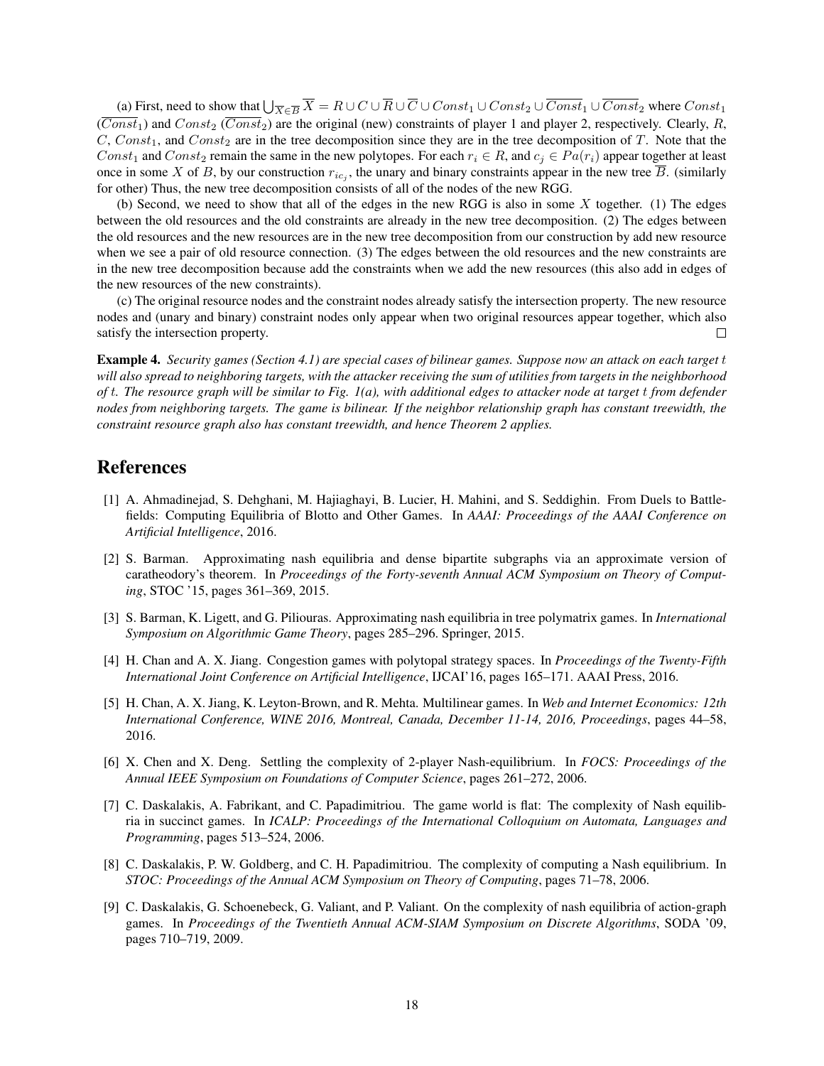(a) First, need to show that $\bigcup_{\overline{X} \in \overline{B}} \overline{X} = R \cup C \cup \overline{R} \cup \overline{C} \cup Const_1 \cup Const_2 \cup \overline{Const_1} \cup \overline{Const_2}$ where $Const_1$ ($\overline{Const_1}$) and $Const_2$ ($\overline{Const_2}$) are the original (new) constraints of player 1 and player 2, respectively. Clearly, $R$, $C$, $Const_1$, and $Const_2$ are in the tree decomposition since they are in the tree decomposition of $T$. Note that the $Const_1$ and $Const_2$ remain the same in the new polytopes. For each $r_i \in R$, and $c_j \in Pa(r_i)$ appear together at least once in some $X$ of $B$, by our construction $r_{ic_j}$, the unary and binary constraints appear in the new tree $\overline{B}$. (similarly for other) Thus, the new tree decomposition consists of all of the nodes of the new RGG.

(b) Second, we need to show that all of the edges in the new RGG is also in some $X$ together. (1) The edges between the old resources and the old constraints are already in the new tree decomposition. (2) The edges between the old resources and the new resources are in the new tree decomposition from our construction by add new resource when we see a pair of old resource connection. (3) The edges between the old resources and the new constraints are in the new tree decomposition because add the constraints when we add the new resources (this also add in edges of the new resources of the new constraints).

(c) The original resource nodes and the constraint nodes already satisfy the intersection property. The new resource nodes and (unary and binary) constraint nodes only appear when two original resources appear together, which also satisfy the intersection property. □

**Example 4.** *Security games (Section 4.1) are special cases of bilinear games. Suppose now an attack on each target $t$ will also spread to neighboring targets, with the attacker receiving the sum of utilities from targets in the neighborhood of $t$. The resource graph will be similar to Fig. 1(a), with additional edges to attacker node at target $t$ from defender nodes from neighboring targets. The game is bilinear. If the neighbor relationship graph has constant treewidth, the constraint resource graph also has constant treewidth, and hence Theorem 2 applies.*

# References

[1] A. Ahmadinejad, S. Dehghani, M. Hajiaghayi, B. Lucier, H. Mahini, and S. Seddighin. From Duels to Battlefields: Computing Equilibria of Blotto and Other Games. In *AAAI: Proceedings of the AAAI Conference on Artificial Intelligence*, 2016.

[2] S. Barman. Approximating nash equilibria and dense bipartite subgraphs via an approximate version of caratheodory's theorem. In *Proceedings of the Forty-seventh Annual ACM Symposium on Theory of Computing*, STOC '15, pages 361–369, 2015.

[3] S. Barman, K. Ligett, and G. Piliouras. Approximating nash equilibria in tree polymatrix games. In *International Symposium on Algorithmic Game Theory*, pages 285–296. Springer, 2015.

[4] H. Chan and A. X. Jiang. Congestion games with polytopal strategy spaces. In *Proceedings of the Twenty-Fifth International Joint Conference on Artificial Intelligence*, IJCAI'16, pages 165–171. AAAI Press, 2016.

[5] H. Chan, A. X. Jiang, K. Leyton-Brown, and R. Mehta. Multilinear games. In *Web and Internet Economics: 12th International Conference, WINE 2016, Montreal, Canada, December 11-14, 2016, Proceedings*, pages 44–58, 2016.

[6] X. Chen and X. Deng. Settling the complexity of 2-player Nash-equilibrium. In *FOCS: Proceedings of the Annual IEEE Symposium on Foundations of Computer Science*, pages 261–272, 2006.

[7] C. Daskalakis, A. Fabrikant, and C. Papadimitriou. The game world is flat: The complexity of Nash equilibria in succinct games. In *ICALP: Proceedings of the International Colloquium on Automata, Languages and Programming*, pages 513–524, 2006.

[8] C. Daskalakis, P. W. Goldberg, and C. H. Papadimitriou. The complexity of computing a Nash equilibrium. In *STOC: Proceedings of the Annual ACM Symposium on Theory of Computing*, pages 71–78, 2006.

[9] C. Daskalakis, G. Schoenebeck, G. Valiant, and P. Valiant. On the complexity of nash equilibria of action-graph games. In *Proceedings of the Twentieth Annual ACM-SIAM Symposium on Discrete Algorithms*, SODA '09, pages 710–719, 2009.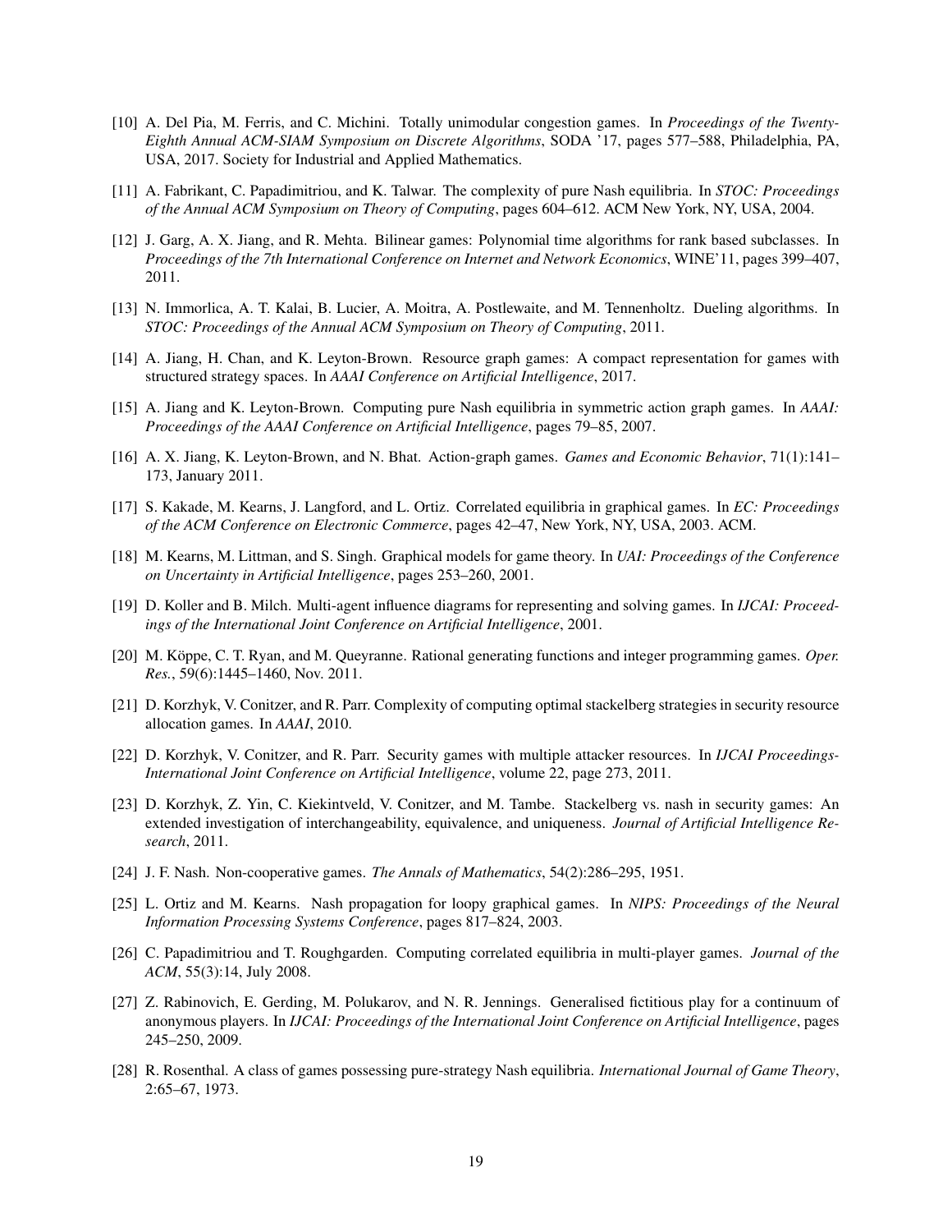[10] A. Del Pia, M. Ferris, and C. Michini. Totally unimodular congestion games. In *Proceedings of the Twenty-Eighth Annual ACM-SIAM Symposium on Discrete Algorithms*, SODA '17, pages 577–588, Philadelphia, PA, USA, 2017. Society for Industrial and Applied Mathematics.

[11] A. Fabrikant, C. Papadimitriou, and K. Talwar. The complexity of pure Nash equilibria. In *STOC: Proceedings of the Annual ACM Symposium on Theory of Computing*, pages 604–612. ACM New York, NY, USA, 2004.

[12] J. Garg, A. X. Jiang, and R. Mehta. Bilinear games: Polynomial time algorithms for rank based subclasses. In *Proceedings of the 7th International Conference on Internet and Network Economics*, WINE'11, pages 399–407, 2011.

[13] N. Immorlica, A. T. Kalai, B. Lucier, A. Moitra, A. Postlewaite, and M. Tennenholtz. Dueling algorithms. In *STOC: Proceedings of the Annual ACM Symposium on Theory of Computing*, 2011.

[14] A. Jiang, H. Chan, and K. Leyton-Brown. Resource graph games: A compact representation for games with structured strategy spaces. In *AAAI Conference on Artificial Intelligence*, 2017.

[15] A. Jiang and K. Leyton-Brown. Computing pure Nash equilibria in symmetric action graph games. In *AAAI: Proceedings of the AAAI Conference on Artificial Intelligence*, pages 79–85, 2007.

[16] A. X. Jiang, K. Leyton-Brown, and N. Bhat. Action-graph games. *Games and Economic Behavior*, 71(1):141–173, January 2011.

[17] S. Kakade, M. Kearns, J. Langford, and L. Ortiz. Correlated equilibria in graphical games. In *EC: Proceedings of the ACM Conference on Electronic Commerce*, pages 42–47, New York, NY, USA, 2003. ACM.

[18] M. Kearns, M. Littman, and S. Singh. Graphical models for game theory. In *UAI: Proceedings of the Conference on Uncertainty in Artificial Intelligence*, pages 253–260, 2001.

[19] D. Koller and B. Milch. Multi-agent influence diagrams for representing and solving games. In *IJCAI: Proceedings of the International Joint Conference on Artificial Intelligence*, 2001.

[20] M. Köppe, C. T. Ryan, and M. Queyranne. Rational generating functions and integer programming games. *Oper. Res.*, 59(6):1445–1460, Nov. 2011.

[21] D. Korzhyk, V. Conitzer, and R. Parr. Complexity of computing optimal stackelberg strategies in security resource allocation games. In *AAAI*, 2010.

[22] D. Korzhyk, V. Conitzer, and R. Parr. Security games with multiple attacker resources. In *IJCAI Proceedings-International Joint Conference on Artificial Intelligence*, volume 22, page 273, 2011.

[23] D. Korzhyk, Z. Yin, C. Kiekintveld, V. Conitzer, and M. Tambe. Stackelberg vs. nash in security games: An extended investigation of interchangeability, equivalence, and uniqueness. *Journal of Artificial Intelligence Research*, 2011.

[24] J. F. Nash. Non-cooperative games. *The Annals of Mathematics*, 54(2):286–295, 1951.

[25] L. Ortiz and M. Kearns. Nash propagation for loopy graphical games. In *NIPS: Proceedings of the Neural Information Processing Systems Conference*, pages 817–824, 2003.

[26] C. Papadimitriou and T. Roughgarden. Computing correlated equilibria in multi-player games. *Journal of the ACM*, 55(3):14, July 2008.

[27] Z. Rabinovich, E. Gerding, M. Polukarov, and N. R. Jennings. Generalised fictitious play for a continuum of anonymous players. In *IJCAI: Proceedings of the International Joint Conference on Artificial Intelligence*, pages 245–250, 2009.

[28] R. Rosenthal. A class of games possessing pure-strategy Nash equilibria. *International Journal of Game Theory*, 2:65–67, 1973.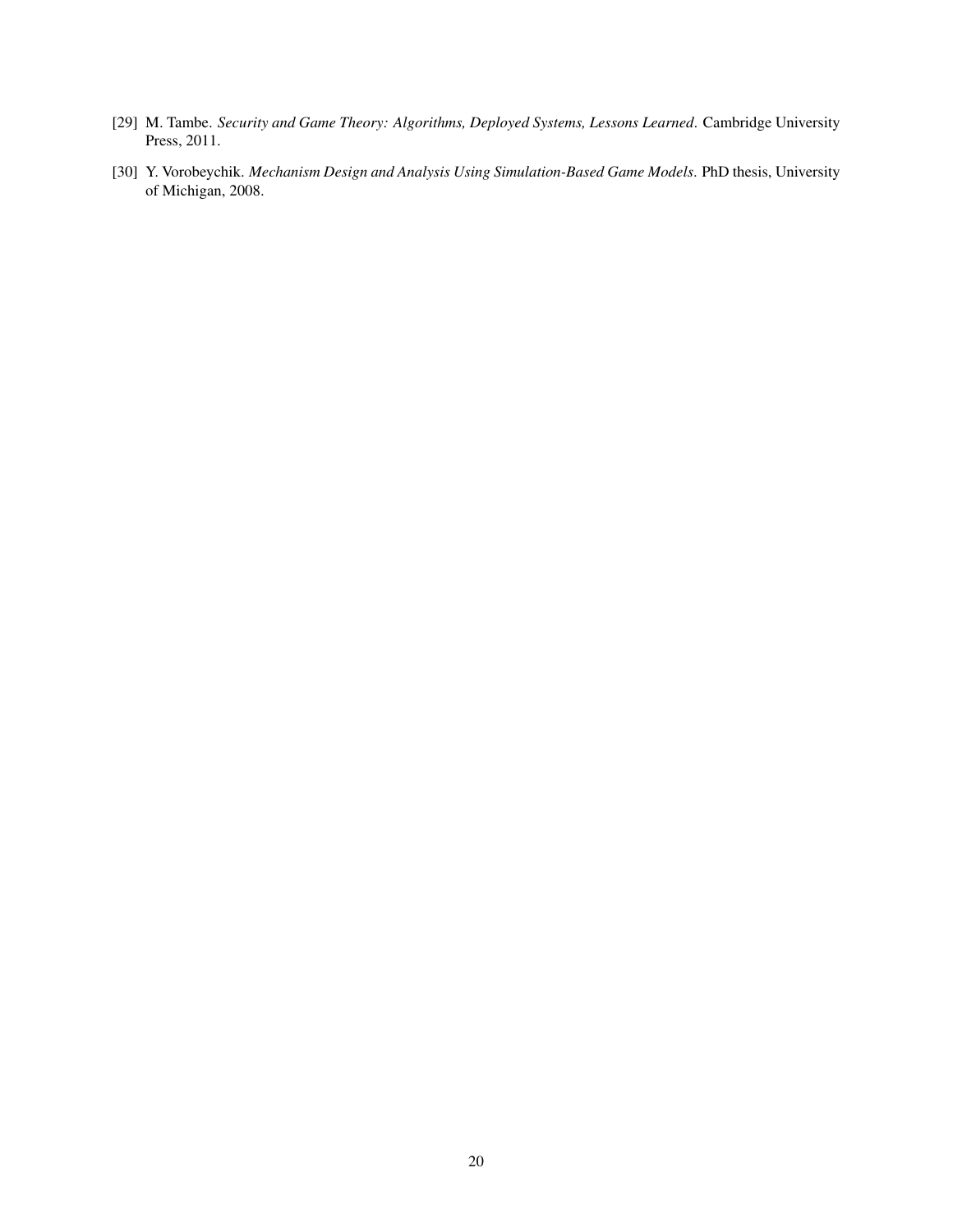[29] M. Tambe. *Security and Game Theory: Algorithms, Deployed Systems, Lessons Learned*. Cambridge University Press, 2011.

[30] Y. Vorobeychik. *Mechanism Design and Analysis Using Simulation-Based Game Models*. PhD thesis, University of Michigan, 2008.